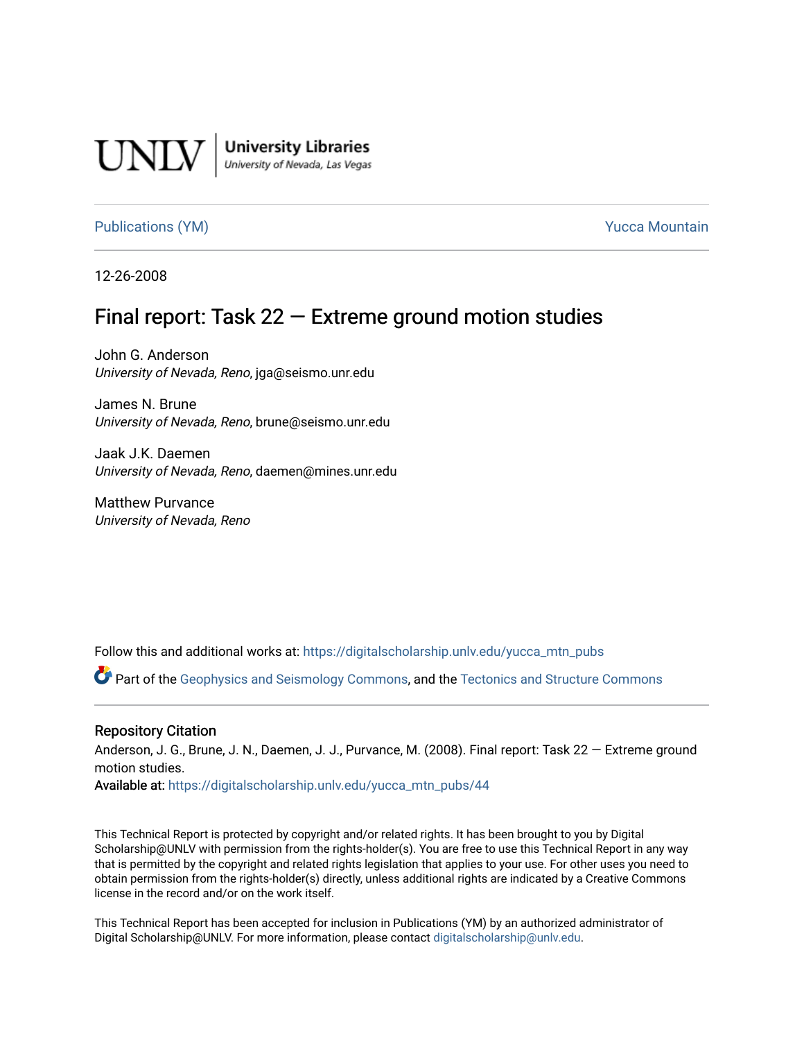UNLV | University Libraries
University of Nevada, Las Vegas

Publications (YM) | Yucca Mountain

12-26-2008

# Final report: Task 22 — Extreme ground motion studies

John G. Anderson
*University of Nevada, Reno*, jga@seismo.unr.edu

James N. Brune
*University of Nevada, Reno*, brune@seismo.unr.edu

Jaak J.K. Daemen
*University of Nevada, Reno*, daemen@mines.unr.edu

Matthew Purvance
*University of Nevada, Reno*

Follow this and additional works at: https://digitalscholarship.unlv.edu/yucca_mtn_pubs

Part of the Geophysics and Seismology Commons, and the Tectonics and Structure Commons

## Repository Citation

Anderson, J. G., Brune, J. N., Daemen, J. J., Purvance, M. (2008). Final report: Task 22 — Extreme ground motion studies.

**Available at:** https://digitalscholarship.unlv.edu/yucca_mtn_pubs/44

This Technical Report is protected by copyright and/or related rights. It has been brought to you by Digital Scholarship@UNLV with permission from the rights-holder(s). You are free to use this Technical Report in any way that is permitted by the copyright and related rights legislation that applies to your use. For other uses you need to obtain permission from the rights-holder(s) directly, unless additional rights are indicated by a Creative Commons license in the record and/or on the work itself.

This Technical Report has been accepted for inclusion in Publications (YM) by an authorized administrator of Digital Scholarship@UNLV. For more information, please contact digitalscholarship@unlv.edu.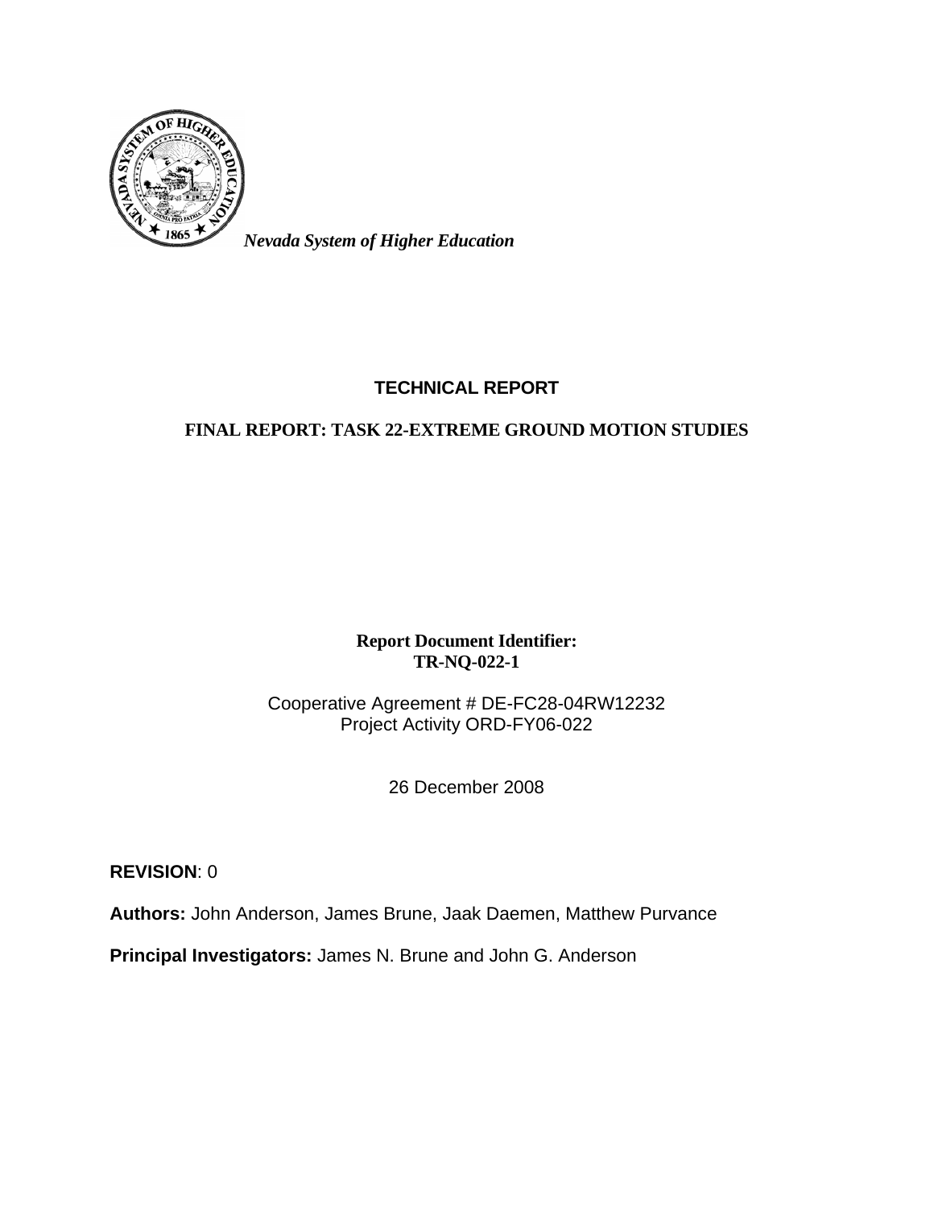*Nevada System of Higher Education*

**TECHNICAL REPORT**

**FINAL REPORT: TASK 22-EXTREME GROUND MOTION STUDIES**

**Report Document Identifier:**
**TR-NQ-022-1**

Cooperative Agreement # DE-FC28-04RW12232
Project Activity ORD-FY06-022

26 December 2008

**REVISION**: 0

**Authors:** John Anderson, James Brune, Jaak Daemen, Matthew Purvance

**Principal Investigators:** James N. Brune and John G. Anderson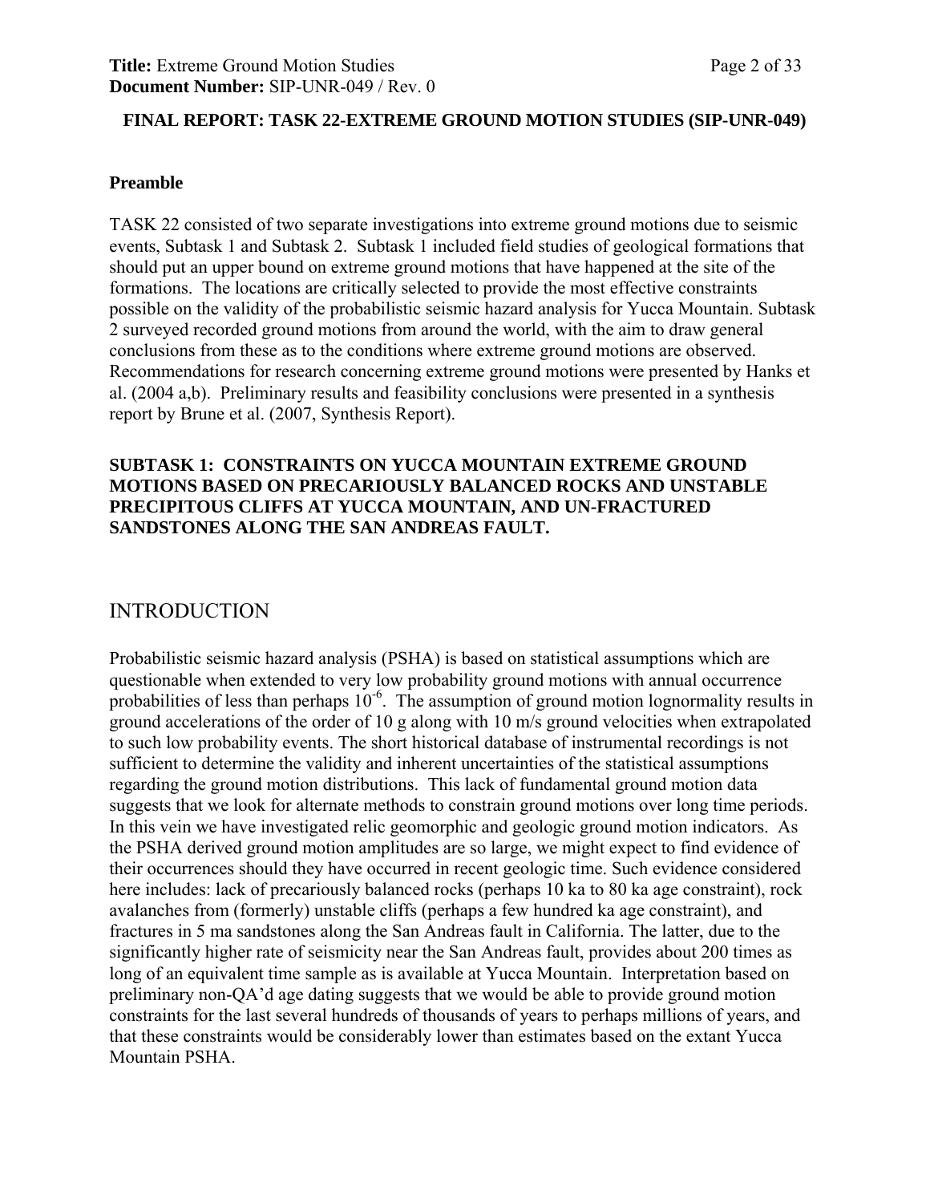**FINAL REPORT: TASK 22-EXTREME GROUND MOTION STUDIES (SIP-UNR-049)**

**Preamble**

TASK 22 consisted of two separate investigations into extreme ground motions due to seismic events, Subtask 1 and Subtask 2. Subtask 1 included field studies of geological formations that should put an upper bound on extreme ground motions that have happened at the site of the formations. The locations are critically selected to provide the most effective constraints possible on the validity of the probabilistic seismic hazard analysis for Yucca Mountain. Subtask 2 surveyed recorded ground motions from around the world, with the aim to draw general conclusions from these as to the conditions where extreme ground motions are observed. Recommendations for research concerning extreme ground motions were presented by Hanks et al. (2004 a,b). Preliminary results and feasibility conclusions were presented in a synthesis report by Brune et al. (2007, Synthesis Report).

**SUBTASK 1: CONSTRAINTS ON YUCCA MOUNTAIN EXTREME GROUND MOTIONS BASED ON PRECARIOUSLY BALANCED ROCKS AND UNSTABLE PRECIPITOUS CLIFFS AT YUCCA MOUNTAIN, AND UN-FRACTURED SANDSTONES ALONG THE SAN ANDREAS FAULT.**

# INTRODUCTION

Probabilistic seismic hazard analysis (PSHA) is based on statistical assumptions which are questionable when extended to very low probability ground motions with annual occurrence probabilities of less than perhaps $10^{-6}$. The assumption of ground motion lognormality results in ground accelerations of the order of 10 g along with 10 m/s ground velocities when extrapolated to such low probability events. The short historical database of instrumental recordings is not sufficient to determine the validity and inherent uncertainties of the statistical assumptions regarding the ground motion distributions. This lack of fundamental ground motion data suggests that we look for alternate methods to constrain ground motions over long time periods. In this vein we have investigated relic geomorphic and geologic ground motion indicators. As the PSHA derived ground motion amplitudes are so large, we might expect to find evidence of their occurrences should they have occurred in recent geologic time. Such evidence considered here includes: lack of precariously balanced rocks (perhaps 10 ka to 80 ka age constraint), rock avalanches from (formerly) unstable cliffs (perhaps a few hundred ka age constraint), and fractures in 5 ma sandstones along the San Andreas fault in California. The latter, due to the significantly higher rate of seismicity near the San Andreas fault, provides about 200 times as long of an equivalent time sample as is available at Yucca Mountain. Interpretation based on preliminary non-QA'd age dating suggests that we would be able to provide ground motion constraints for the last several hundreds of thousands of years to perhaps millions of years, and that these constraints would be considerably lower than estimates based on the extant Yucca Mountain PSHA.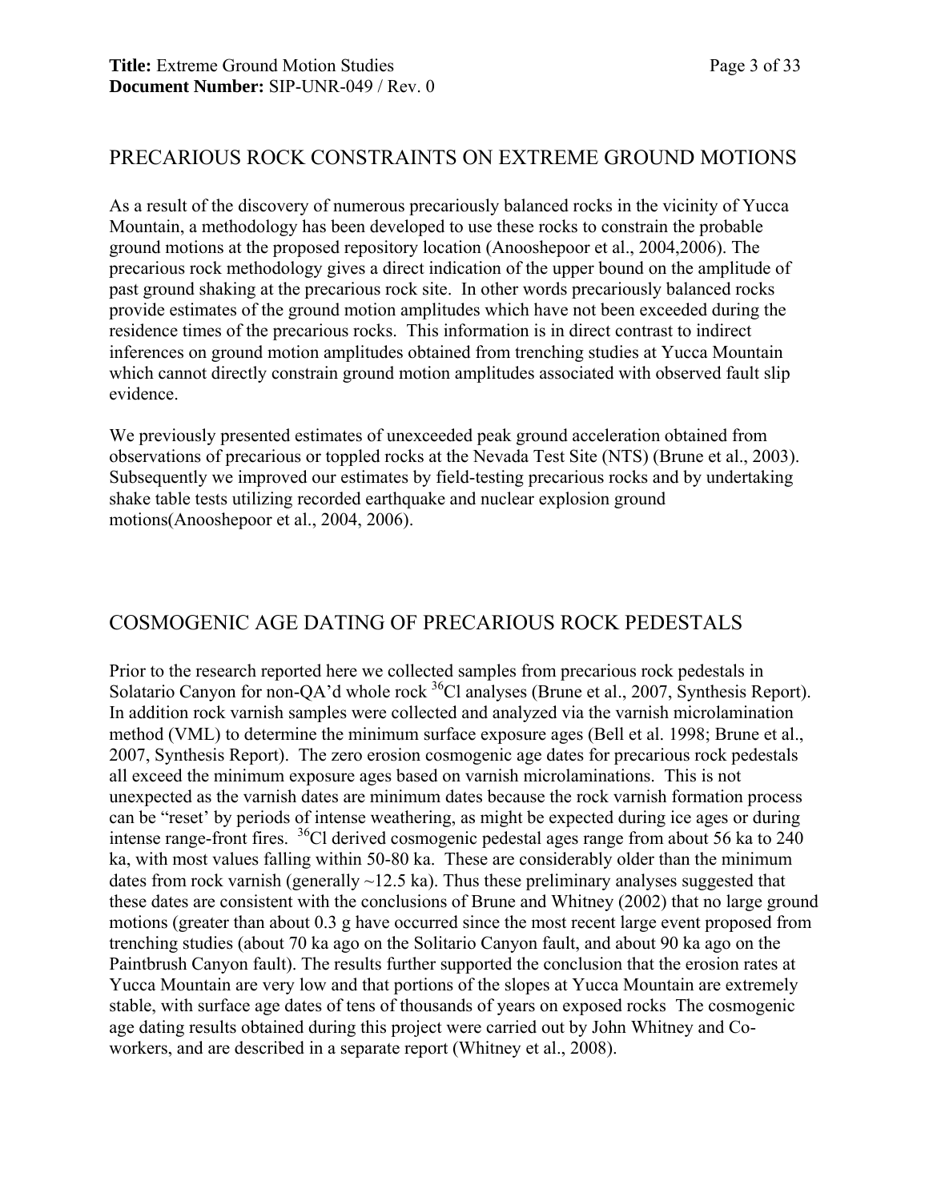## PRECARIOUS ROCK CONSTRAINTS ON EXTREME GROUND MOTIONS

As a result of the discovery of numerous precariously balanced rocks in the vicinity of Yucca Mountain, a methodology has been developed to use these rocks to constrain the probable ground motions at the proposed repository location (Anooshepoor et al., 2004,2006). The precarious rock methodology gives a direct indication of the upper bound on the amplitude of past ground shaking at the precarious rock site. In other words precariously balanced rocks provide estimates of the ground motion amplitudes which have not been exceeded during the residence times of the precarious rocks. This information is in direct contrast to indirect inferences on ground motion amplitudes obtained from trenching studies at Yucca Mountain which cannot directly constrain ground motion amplitudes associated with observed fault slip evidence.

We previously presented estimates of unexceeded peak ground acceleration obtained from observations of precarious or toppled rocks at the Nevada Test Site (NTS) (Brune et al., 2003). Subsequently we improved our estimates by field-testing precarious rocks and by undertaking shake table tests utilizing recorded earthquake and nuclear explosion ground motions(Anooshepoor et al., 2004, 2006).

## COSMOGENIC AGE DATING OF PRECARIOUS ROCK PEDESTALS

Prior to the research reported here we collected samples from precarious rock pedestals in Solatario Canyon for non-QA'd whole rock $^{36}$Cl analyses (Brune et al., 2007, Synthesis Report). In addition rock varnish samples were collected and analyzed via the varnish microlamination method (VML) to determine the minimum surface exposure ages (Bell et al. 1998; Brune et al., 2007, Synthesis Report). The zero erosion cosmogenic age dates for precarious rock pedestals all exceed the minimum exposure ages based on varnish microlaminations. This is not unexpected as the varnish dates are minimum dates because the rock varnish formation process can be "reset' by periods of intense weathering, as might be expected during ice ages or during intense range-front fires. $^{36}$Cl derived cosmogenic pedestal ages range from about 56 ka to 240 ka, with most values falling within 50-80 ka. These are considerably older than the minimum dates from rock varnish (generally ~12.5 ka). Thus these preliminary analyses suggested that these dates are consistent with the conclusions of Brune and Whitney (2002) that no large ground motions (greater than about 0.3 g have occurred since the most recent large event proposed from trenching studies (about 70 ka ago on the Solitario Canyon fault, and about 90 ka ago on the Paintbrush Canyon fault). The results further supported the conclusion that the erosion rates at Yucca Mountain are very low and that portions of the slopes at Yucca Mountain are extremely stable, with surface age dates of tens of thousands of years on exposed rocks The cosmogenic age dating results obtained during this project were carried out by John Whitney and Co-workers, and are described in a separate report (Whitney et al., 2008).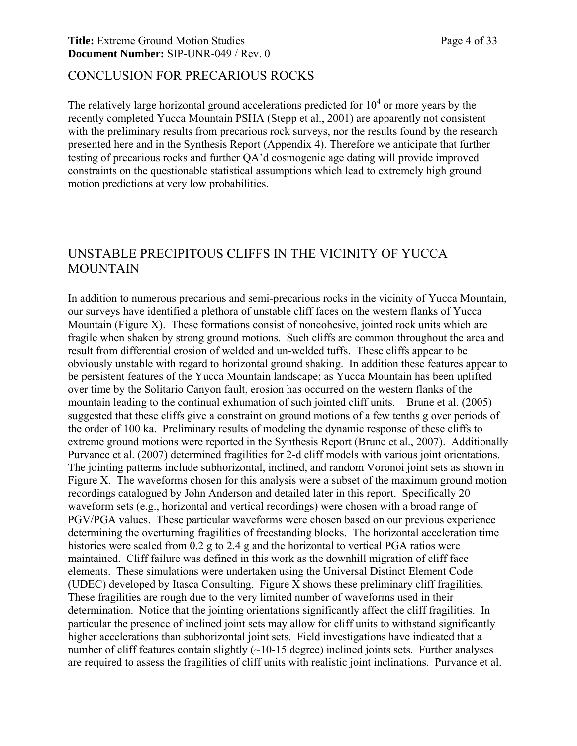## CONCLUSION FOR PRECARIOUS ROCKS

The relatively large horizontal ground accelerations predicted for $10^4$ or more years by the recently completed Yucca Mountain PSHA (Stepp et al., 2001) are apparently not consistent with the preliminary results from precarious rock surveys, nor the results found by the research presented here and in the Synthesis Report (Appendix 4). Therefore we anticipate that further testing of precarious rocks and further QA'd cosmogenic age dating will provide improved constraints on the questionable statistical assumptions which lead to extremely high ground motion predictions at very low probabilities.

## UNSTABLE PRECIPITOUS CLIFFS IN THE VICINITY OF YUCCA MOUNTAIN

In addition to numerous precarious and semi-precarious rocks in the vicinity of Yucca Mountain, our surveys have identified a plethora of unstable cliff faces on the western flanks of Yucca Mountain (Figure X). These formations consist of noncohesive, jointed rock units which are fragile when shaken by strong ground motions. Such cliffs are common throughout the area and result from differential erosion of welded and un-welded tuffs. These cliffs appear to be obviously unstable with regard to horizontal ground shaking. In addition these features appear to be persistent features of the Yucca Mountain landscape; as Yucca Mountain has been uplifted over time by the Solitario Canyon fault, erosion has occurred on the western flanks of the mountain leading to the continual exhumation of such jointed cliff units. Brune et al. (2005) suggested that these cliffs give a constraint on ground motions of a few tenths g over periods of the order of 100 ka. Preliminary results of modeling the dynamic response of these cliffs to extreme ground motions were reported in the Synthesis Report (Brune et al., 2007). Additionally Purvance et al. (2007) determined fragilities for 2-d cliff models with various joint orientations. The jointing patterns include subhorizontal, inclined, and random Voronoi joint sets as shown in Figure X. The waveforms chosen for this analysis were a subset of the maximum ground motion recordings catalogued by John Anderson and detailed later in this report. Specifically 20 waveform sets (e.g., horizontal and vertical recordings) were chosen with a broad range of PGV/PGA values. These particular waveforms were chosen based on our previous experience determining the overturning fragilities of freestanding blocks. The horizontal acceleration time histories were scaled from 0.2 g to 2.4 g and the horizontal to vertical PGA ratios were maintained. Cliff failure was defined in this work as the downhill migration of cliff face elements. These simulations were undertaken using the Universal Distinct Element Code (UDEC) developed by Itasca Consulting. Figure X shows these preliminary cliff fragilities. These fragilities are rough due to the very limited number of waveforms used in their determination. Notice that the jointing orientations significantly affect the cliff fragilities. In particular the presence of inclined joint sets may allow for cliff units to withstand significantly higher accelerations than subhorizontal joint sets. Field investigations have indicated that a number of cliff features contain slightly (~10-15 degree) inclined joints sets. Further analyses are required to assess the fragilities of cliff units with realistic joint inclinations. Purvance et al.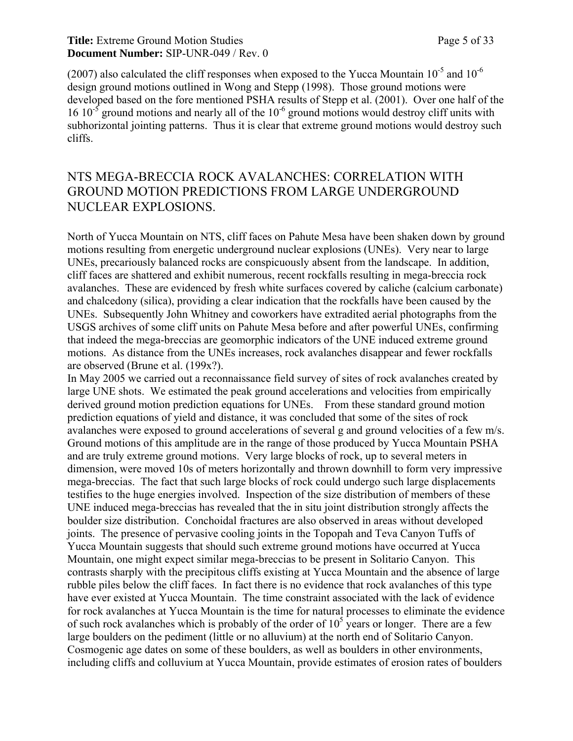(2007) also calculated the cliff responses when exposed to the Yucca Mountain $10^{-5}$ and $10^{-6}$ design ground motions outlined in Wong and Stepp (1998). Those ground motions were developed based on the fore mentioned PSHA results of Stepp et al. (2001). Over one half of the 16 $10^{-5}$ ground motions and nearly all of the $10^{-6}$ ground motions would destroy cliff units with subhorizontal jointing patterns. Thus it is clear that extreme ground motions would destroy such cliffs.

## NTS MEGA-BRECCIA ROCK AVALANCHES: CORRELATION WITH GROUND MOTION PREDICTIONS FROM LARGE UNDERGROUND NUCLEAR EXPLOSIONS.

North of Yucca Mountain on NTS, cliff faces on Pahute Mesa have been shaken down by ground motions resulting from energetic underground nuclear explosions (UNEs). Very near to large UNEs, precariously balanced rocks are conspicuously absent from the landscape. In addition, cliff faces are shattered and exhibit numerous, recent rockfalls resulting in mega-breccia rock avalanches. These are evidenced by fresh white surfaces covered by caliche (calcium carbonate) and chalcedony (silica), providing a clear indication that the rockfalls have been caused by the UNEs. Subsequently John Whitney and coworkers have extradited aerial photographs from the USGS archives of some cliff units on Pahute Mesa before and after powerful UNEs, confirming that indeed the mega-breccias are geomorphic indicators of the UNE induced extreme ground motions. As distance from the UNEs increases, rock avalanches disappear and fewer rockfalls are observed (Brune et al. (199x?).

In May 2005 we carried out a reconnaissance field survey of sites of rock avalanches created by large UNE shots. We estimated the peak ground accelerations and velocities from empirically derived ground motion prediction equations for UNEs. From these standard ground motion prediction equations of yield and distance, it was concluded that some of the sites of rock avalanches were exposed to ground accelerations of several g and ground velocities of a few m/s. Ground motions of this amplitude are in the range of those produced by Yucca Mountain PSHA and are truly extreme ground motions. Very large blocks of rock, up to several meters in dimension, were moved 10s of meters horizontally and thrown downhill to form very impressive mega-breccias. The fact that such large blocks of rock could undergo such large displacements testifies to the huge energies involved. Inspection of the size distribution of members of these UNE induced mega-breccias has revealed that the in situ joint distribution strongly affects the boulder size distribution. Conchoidal fractures are also observed in areas without developed joints. The presence of pervasive cooling joints in the Topopah and Teva Canyon Tuffs of Yucca Mountain suggests that should such extreme ground motions have occurred at Yucca Mountain, one might expect similar mega-breccias to be present in Solitario Canyon. This contrasts sharply with the precipitous cliffs existing at Yucca Mountain and the absence of large rubble piles below the cliff faces. In fact there is no evidence that rock avalanches of this type have ever existed at Yucca Mountain. The time constraint associated with the lack of evidence for rock avalanches at Yucca Mountain is the time for natural processes to eliminate the evidence of such rock avalanches which is probably of the order of $10^5$ years or longer. There are a few large boulders on the pediment (little or no alluvium) at the north end of Solitario Canyon. Cosmogenic age dates on some of these boulders, as well as boulders in other environments, including cliffs and colluvium at Yucca Mountain, provide estimates of erosion rates of boulders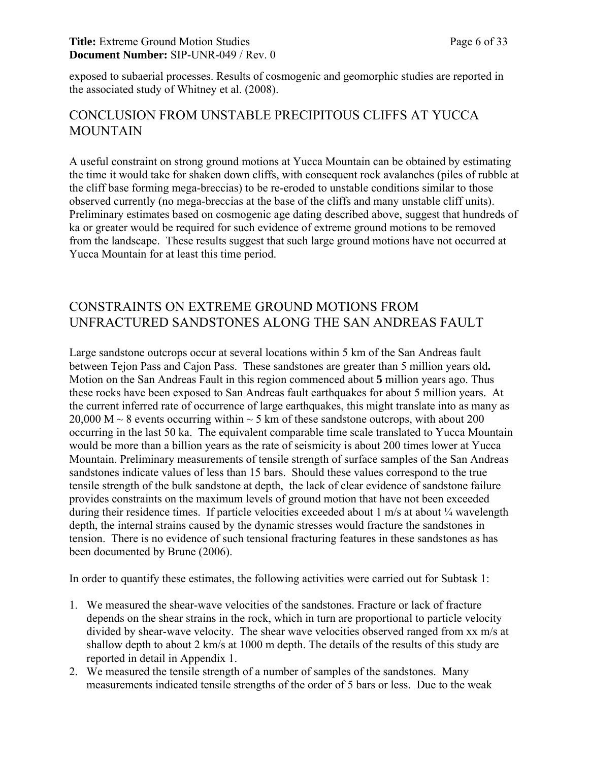exposed to subaerial processes. Results of cosmogenic and geomorphic studies are reported in the associated study of Whitney et al. (2008).

## CONCLUSION FROM UNSTABLE PRECIPITOUS CLIFFS AT YUCCA MOUNTAIN

A useful constraint on strong ground motions at Yucca Mountain can be obtained by estimating the time it would take for shaken down cliffs, with consequent rock avalanches (piles of rubble at the cliff base forming mega-breccias) to be re-eroded to unstable conditions similar to those observed currently (no mega-breccias at the base of the cliffs and many unstable cliff units). Preliminary estimates based on cosmogenic age dating described above, suggest that hundreds of ka or greater would be required for such evidence of extreme ground motions to be removed from the landscape. These results suggest that such large ground motions have not occurred at Yucca Mountain for at least this time period.

## CONSTRAINTS ON EXTREME GROUND MOTIONS FROM UNFRACTURED SANDSTONES ALONG THE SAN ANDREAS FAULT

Large sandstone outcrops occur at several locations within 5 km of the San Andreas fault between Tejon Pass and Cajon Pass. These sandstones are greater than 5 million years old**.** Motion on the San Andreas Fault in this region commenced about **5** million years ago. Thus these rocks have been exposed to San Andreas fault earthquakes for about 5 million years. At the current inferred rate of occurrence of large earthquakes, this might translate into as many as 20,000 M ~ 8 events occurring within ~ 5 km of these sandstone outcrops, with about 200 occurring in the last 50 ka. The equivalent comparable time scale translated to Yucca Mountain would be more than a billion years as the rate of seismicity is about 200 times lower at Yucca Mountain. Preliminary measurements of tensile strength of surface samples of the San Andreas sandstones indicate values of less than 15 bars. Should these values correspond to the true tensile strength of the bulk sandstone at depth, the lack of clear evidence of sandstone failure provides constraints on the maximum levels of ground motion that have not been exceeded during their residence times. If particle velocities exceeded about 1 m/s at about ¼ wavelength depth, the internal strains caused by the dynamic stresses would fracture the sandstones in tension. There is no evidence of such tensional fracturing features in these sandstones as has been documented by Brune (2006).

In order to quantify these estimates, the following activities were carried out for Subtask 1:

1. We measured the shear-wave velocities of the sandstones. Fracture or lack of fracture depends on the shear strains in the rock, which in turn are proportional to particle velocity divided by shear-wave velocity. The shear wave velocities observed ranged from xx m/s at shallow depth to about 2 km/s at 1000 m depth. The details of the results of this study are reported in detail in Appendix 1.
2. We measured the tensile strength of a number of samples of the sandstones. Many measurements indicated tensile strengths of the order of 5 bars or less. Due to the weak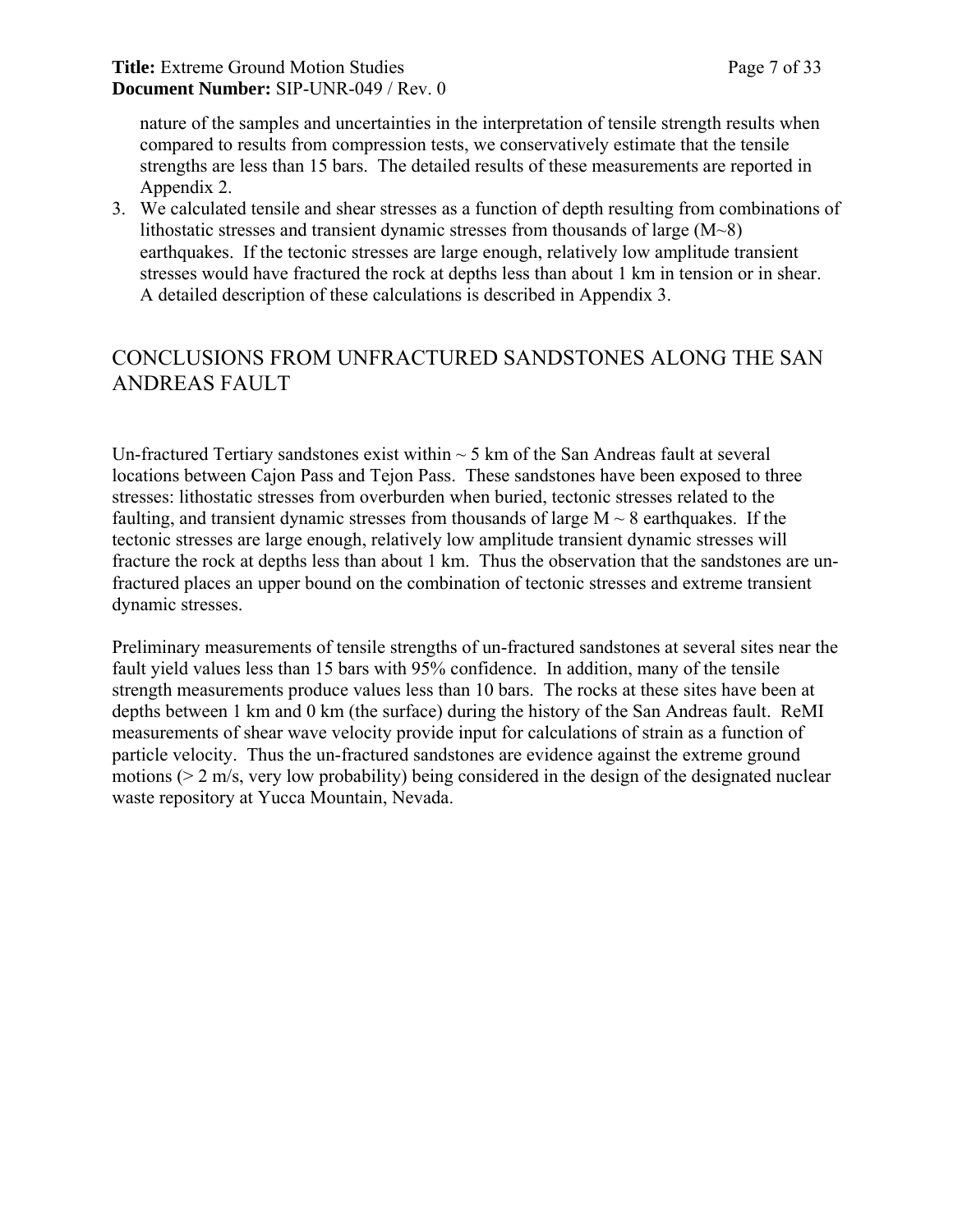nature of the samples and uncertainties in the interpretation of tensile strength results when compared to results from compression tests, we conservatively estimate that the tensile strengths are less than 15 bars. The detailed results of these measurements are reported in Appendix 2.

3. We calculated tensile and shear stresses as a function of depth resulting from combinations of lithostatic stresses and transient dynamic stresses from thousands of large (M~8) earthquakes. If the tectonic stresses are large enough, relatively low amplitude transient stresses would have fractured the rock at depths less than about 1 km in tension or in shear. A detailed description of these calculations is described in Appendix 3.

## CONCLUSIONS FROM UNFRACTURED SANDSTONES ALONG THE SAN ANDREAS FAULT

Un-fractured Tertiary sandstones exist within ~ 5 km of the San Andreas fault at several locations between Cajon Pass and Tejon Pass. These sandstones have been exposed to three stresses: lithostatic stresses from overburden when buried, tectonic stresses related to the faulting, and transient dynamic stresses from thousands of large M ~ 8 earthquakes. If the tectonic stresses are large enough, relatively low amplitude transient dynamic stresses will fracture the rock at depths less than about 1 km. Thus the observation that the sandstones are un-fractured places an upper bound on the combination of tectonic stresses and extreme transient dynamic stresses.

Preliminary measurements of tensile strengths of un-fractured sandstones at several sites near the fault yield values less than 15 bars with 95% confidence. In addition, many of the tensile strength measurements produce values less than 10 bars. The rocks at these sites have been at depths between 1 km and 0 km (the surface) during the history of the San Andreas fault. ReMI measurements of shear wave velocity provide input for calculations of strain as a function of particle velocity. Thus the un-fractured sandstones are evidence against the extreme ground motions (> 2 m/s, very low probability) being considered in the design of the designated nuclear waste repository at Yucca Mountain, Nevada.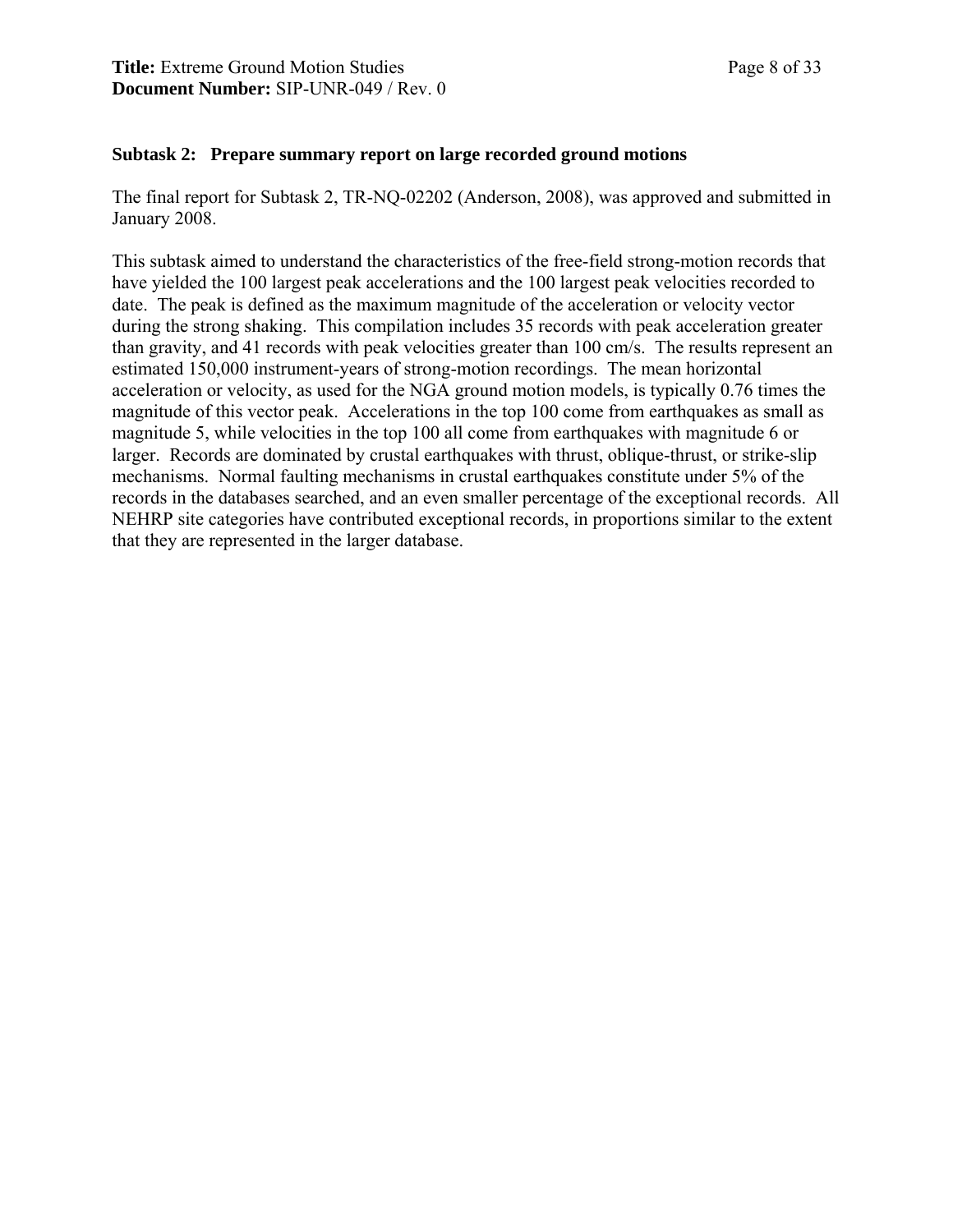### Subtask 2: Prepare summary report on large recorded ground motions

The final report for Subtask 2, TR-NQ-02202 (Anderson, 2008), was approved and submitted in January 2008.

This subtask aimed to understand the characteristics of the free-field strong-motion records that have yielded the 100 largest peak accelerations and the 100 largest peak velocities recorded to date. The peak is defined as the maximum magnitude of the acceleration or velocity vector during the strong shaking. This compilation includes 35 records with peak acceleration greater than gravity, and 41 records with peak velocities greater than 100 cm/s. The results represent an estimated 150,000 instrument-years of strong-motion recordings. The mean horizontal acceleration or velocity, as used for the NGA ground motion models, is typically 0.76 times the magnitude of this vector peak. Accelerations in the top 100 come from earthquakes as small as magnitude 5, while velocities in the top 100 all come from earthquakes with magnitude 6 or larger. Records are dominated by crustal earthquakes with thrust, oblique-thrust, or strike-slip mechanisms. Normal faulting mechanisms in crustal earthquakes constitute under 5% of the records in the databases searched, and an even smaller percentage of the exceptional records. All NEHRP site categories have contributed exceptional records, in proportions similar to the extent that they are represented in the larger database.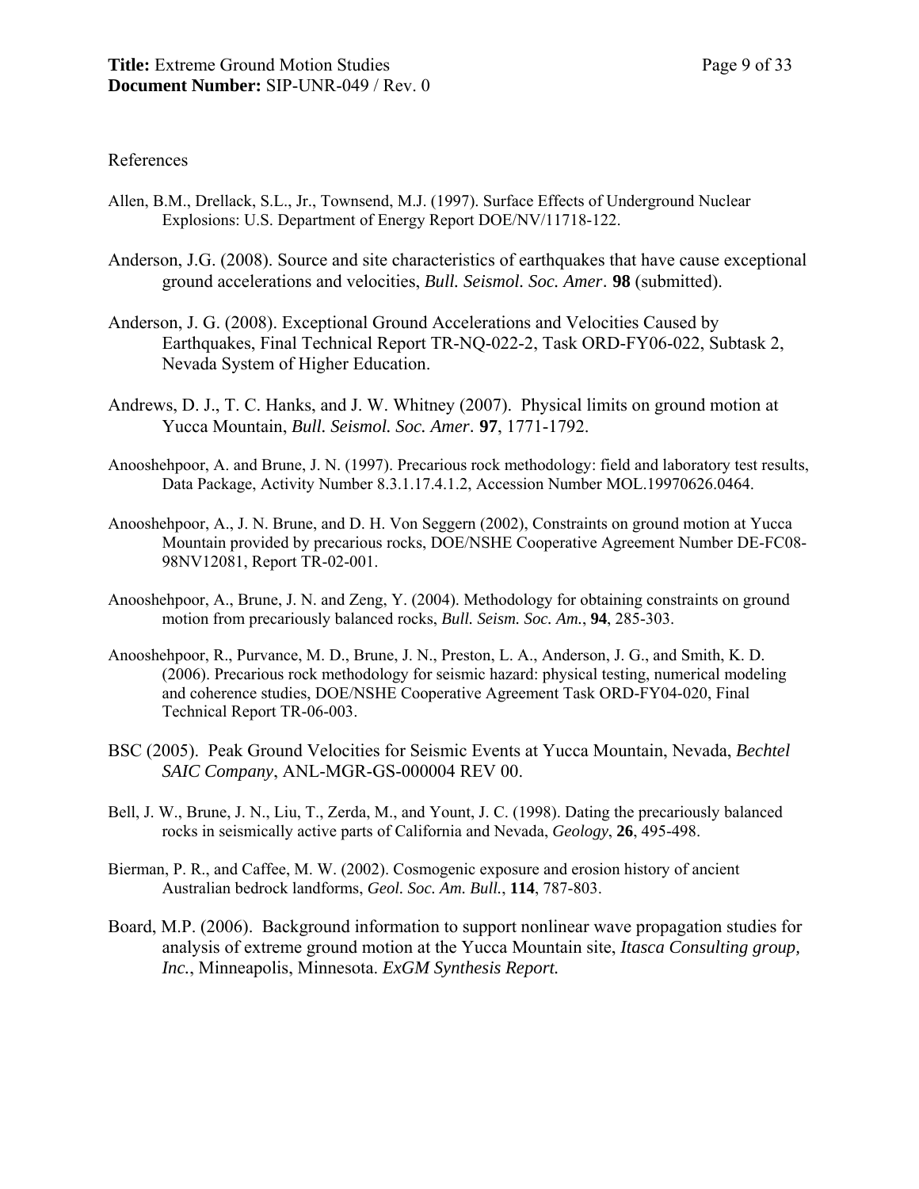References

Allen, B.M., Drellack, S.L., Jr., Townsend, M.J. (1997). Surface Effects of Underground Nuclear Explosions: U.S. Department of Energy Report DOE/NV/11718-122.

Anderson, J.G. (2008). Source and site characteristics of earthquakes that have cause exceptional ground accelerations and velocities, *Bull. Seismol. Soc. Amer*. **98** (submitted).

Anderson, J. G. (2008). Exceptional Ground Accelerations and Velocities Caused by Earthquakes, Final Technical Report TR-NQ-022-2, Task ORD-FY06-022, Subtask 2, Nevada System of Higher Education.

Andrews, D. J., T. C. Hanks, and J. W. Whitney (2007). Physical limits on ground motion at Yucca Mountain, *Bull. Seismol. Soc. Amer*. **97**, 1771-1792.

Anooshehpoor, A. and Brune, J. N. (1997). Precarious rock methodology: field and laboratory test results, Data Package, Activity Number 8.3.1.17.4.1.2, Accession Number MOL.19970626.0464.

Anooshehpoor, A., J. N. Brune, and D. H. Von Seggern (2002), Constraints on ground motion at Yucca Mountain provided by precarious rocks, DOE/NSHE Cooperative Agreement Number DE-FC08-98NV12081, Report TR-02-001.

Anooshehpoor, A., Brune, J. N. and Zeng, Y. (2004). Methodology for obtaining constraints on ground motion from precariously balanced rocks, *Bull. Seism. Soc. Am.*, **94**, 285-303.

Anooshehpoor, R., Purvance, M. D., Brune, J. N., Preston, L. A., Anderson, J. G., and Smith, K. D. (2006). Precarious rock methodology for seismic hazard: physical testing, numerical modeling and coherence studies, DOE/NSHE Cooperative Agreement Task ORD-FY04-020, Final Technical Report TR-06-003.

BSC (2005). Peak Ground Velocities for Seismic Events at Yucca Mountain, Nevada, *Bechtel SAIC Company*, ANL-MGR-GS-000004 REV 00.

Bell, J. W., Brune, J. N., Liu, T., Zerda, M., and Yount, J. C. (1998). Dating the precariously balanced rocks in seismically active parts of California and Nevada, *Geology*, **26**, 495-498.

Bierman, P. R., and Caffee, M. W. (2002). Cosmogenic exposure and erosion history of ancient Australian bedrock landforms, *Geol. Soc. Am. Bull.*, **114**, 787-803.

Board, M.P. (2006). Background information to support nonlinear wave propagation studies for analysis of extreme ground motion at the Yucca Mountain site, *Itasca Consulting group, Inc.*, Minneapolis, Minnesota. *ExGM Synthesis Report.*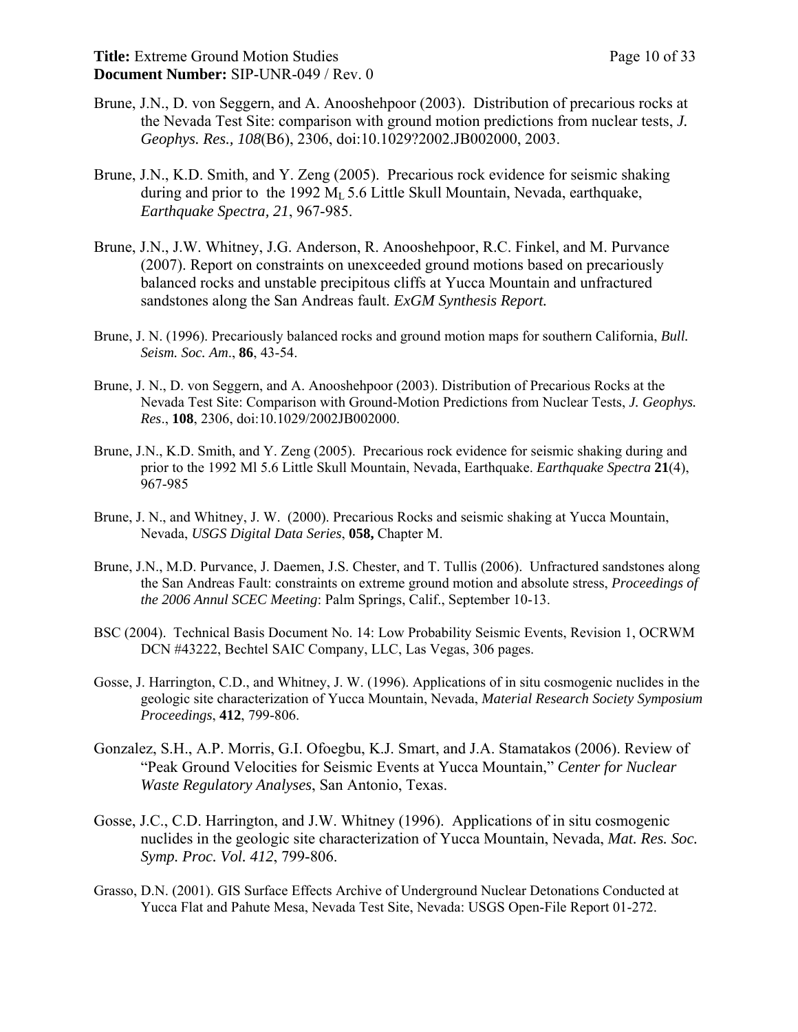Brune, J.N., D. von Seggern, and A. Anooshehpoor (2003). Distribution of precarious rocks at the Nevada Test Site: comparison with ground motion predictions from nuclear tests, *J. Geophys. Res., 108*(B6), 2306, doi:10.1029?2002.JB002000, 2003.

Brune, J.N., K.D. Smith, and Y. Zeng (2005). Precarious rock evidence for seismic shaking during and prior to the 1992 $M_L$ 5.6 Little Skull Mountain, Nevada, earthquake, *Earthquake Spectra, 21*, 967-985.

Brune, J.N., J.W. Whitney, J.G. Anderson, R. Anooshehpoor, R.C. Finkel, and M. Purvance (2007). Report on constraints on unexceeded ground motions based on precariously balanced rocks and unstable precipitous cliffs at Yucca Mountain and unfractured sandstones along the San Andreas fault. *ExGM Synthesis Report.*

Brune, J. N. (1996). Precariously balanced rocks and ground motion maps for southern California, *Bull. Seism. Soc. Am*., **86**, 43-54.

Brune, J. N., D. von Seggern, and A. Anooshehpoor (2003). Distribution of Precarious Rocks at the Nevada Test Site: Comparison with Ground-Motion Predictions from Nuclear Tests, *J. Geophys. Res*., **108**, 2306, doi:10.1029/2002JB002000.

Brune, J.N., K.D. Smith, and Y. Zeng (2005). Precarious rock evidence for seismic shaking during and prior to the 1992 Ml 5.6 Little Skull Mountain, Nevada, Earthquake. *Earthquake Spectra* **21**(4), 967-985

Brune, J. N., and Whitney, J. W. (2000). Precarious Rocks and seismic shaking at Yucca Mountain, Nevada, *USGS Digital Data Series*, **058,** Chapter M.

Brune, J.N., M.D. Purvance, J. Daemen, J.S. Chester, and T. Tullis (2006). Unfractured sandstones along the San Andreas Fault: constraints on extreme ground motion and absolute stress, *Proceedings of the 2006 Annul SCEC Meeting*: Palm Springs, Calif., September 10-13.

BSC (2004). Technical Basis Document No. 14: Low Probability Seismic Events, Revision 1, OCRWM DCN #43222, Bechtel SAIC Company, LLC, Las Vegas, 306 pages.

Gosse, J. Harrington, C.D., and Whitney, J. W. (1996). Applications of in situ cosmogenic nuclides in the geologic site characterization of Yucca Mountain, Nevada, *Material Research Society Symposium Proceedings*, **412**, 799-806.

Gonzalez, S.H., A.P. Morris, G.I. Ofoegbu, K.J. Smart, and J.A. Stamatakos (2006). Review of "Peak Ground Velocities for Seismic Events at Yucca Mountain," *Center for Nuclear Waste Regulatory Analyses*, San Antonio, Texas.

Gosse, J.C., C.D. Harrington, and J.W. Whitney (1996). Applications of in situ cosmogenic nuclides in the geologic site characterization of Yucca Mountain, Nevada, *Mat. Res. Soc. Symp. Proc. Vol. 412*, 799-806.

Grasso, D.N. (2001). GIS Surface Effects Archive of Underground Nuclear Detonations Conducted at Yucca Flat and Pahute Mesa, Nevada Test Site, Nevada: USGS Open-File Report 01-272.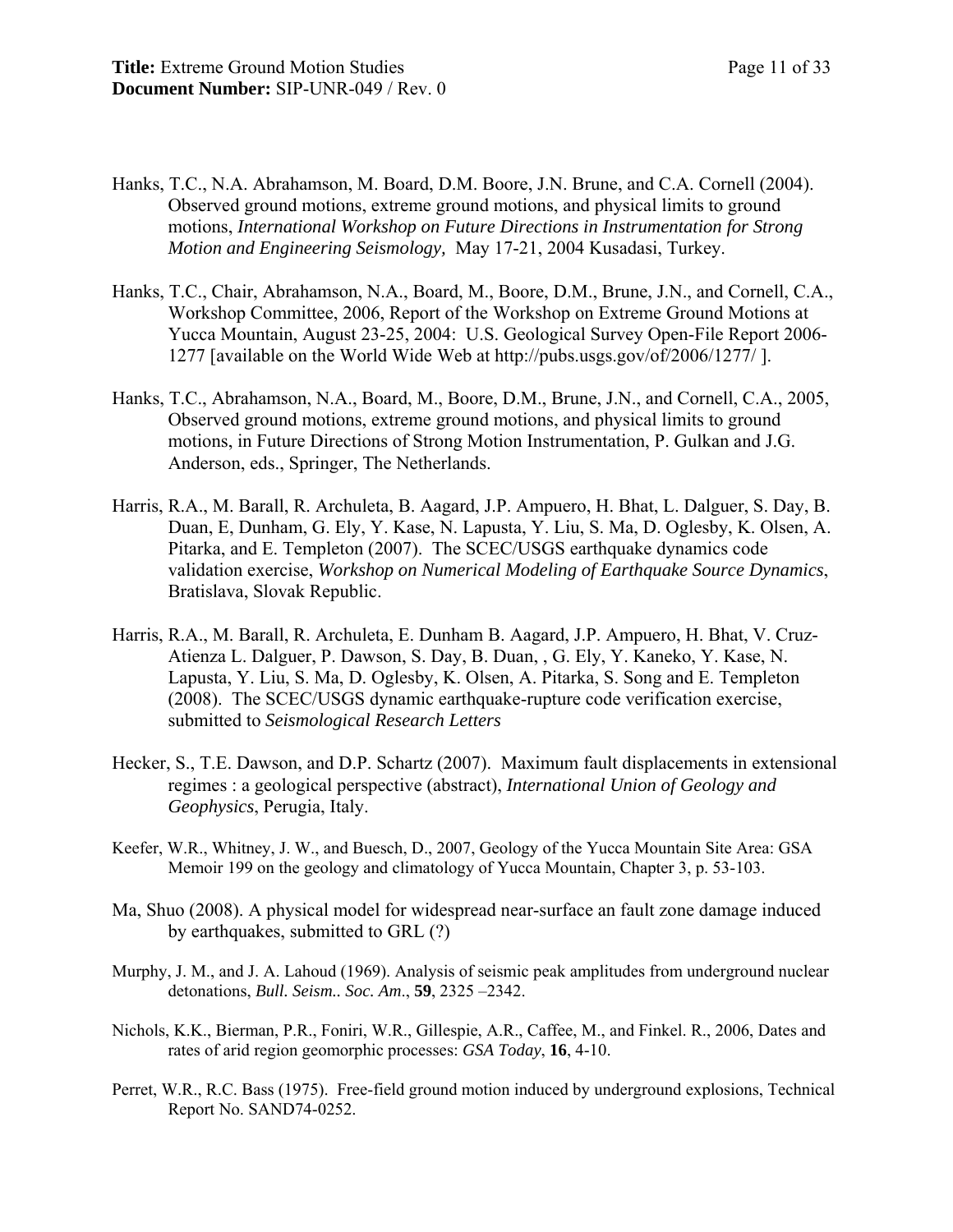Hanks, T.C., N.A. Abrahamson, M. Board, D.M. Boore, J.N. Brune, and C.A. Cornell (2004). Observed ground motions, extreme ground motions, and physical limits to ground motions, *International Workshop on Future Directions in Instrumentation for Strong Motion and Engineering Seismology,* May 17-21, 2004 Kusadasi, Turkey.

Hanks, T.C., Chair, Abrahamson, N.A., Board, M., Boore, D.M., Brune, J.N., and Cornell, C.A., Workshop Committee, 2006, Report of the Workshop on Extreme Ground Motions at Yucca Mountain, August 23-25, 2004: U.S. Geological Survey Open-File Report 2006-1277 [available on the World Wide Web at http://pubs.usgs.gov/of/2006/1277/ ].

Hanks, T.C., Abrahamson, N.A., Board, M., Boore, D.M., Brune, J.N., and Cornell, C.A., 2005, Observed ground motions, extreme ground motions, and physical limits to ground motions, in Future Directions of Strong Motion Instrumentation, P. Gulkan and J.G. Anderson, eds., Springer, The Netherlands.

Harris, R.A., M. Barall, R. Archuleta, B. Aagard, J.P. Ampuero, H. Bhat, L. Dalguer, S. Day, B. Duan, E, Dunham, G. Ely, Y. Kase, N. Lapusta, Y. Liu, S. Ma, D. Oglesby, K. Olsen, A. Pitarka, and E. Templeton (2007). The SCEC/USGS earthquake dynamics code validation exercise, *Workshop on Numerical Modeling of Earthquake Source Dynamics*, Bratislava, Slovak Republic.

Harris, R.A., M. Barall, R. Archuleta, E. Dunham B. Aagard, J.P. Ampuero, H. Bhat, V. Cruz-Atienza L. Dalguer, P. Dawson, S. Day, B. Duan, , G. Ely, Y. Kaneko, Y. Kase, N. Lapusta, Y. Liu, S. Ma, D. Oglesby, K. Olsen, A. Pitarka, S. Song and E. Templeton (2008). The SCEC/USGS dynamic earthquake-rupture code verification exercise, submitted to *Seismological Research Letters*

Hecker, S., T.E. Dawson, and D.P. Schartz (2007). Maximum fault displacements in extensional regimes : a geological perspective (abstract), *International Union of Geology and Geophysics*, Perugia, Italy.

Keefer, W.R., Whitney, J. W., and Buesch, D., 2007, Geology of the Yucca Mountain Site Area: GSA Memoir 199 on the geology and climatology of Yucca Mountain, Chapter 3, p. 53-103.

Ma, Shuo (2008). A physical model for widespread near-surface an fault zone damage induced by earthquakes, submitted to GRL (?)

Murphy, J. M., and J. A. Lahoud (1969). Analysis of seismic peak amplitudes from underground nuclear detonations, *Bull. Seism.. Soc. Am*., **59**, 2325 –2342.

Nichols, K.K., Bierman, P.R., Foniri, W.R., Gillespie, A.R., Caffee, M., and Finkel. R., 2006, Dates and rates of arid region geomorphic processes: *GSA Today*, **16**, 4-10.

Perret, W.R., R.C. Bass (1975). Free-field ground motion induced by underground explosions, Technical Report No. SAND74-0252.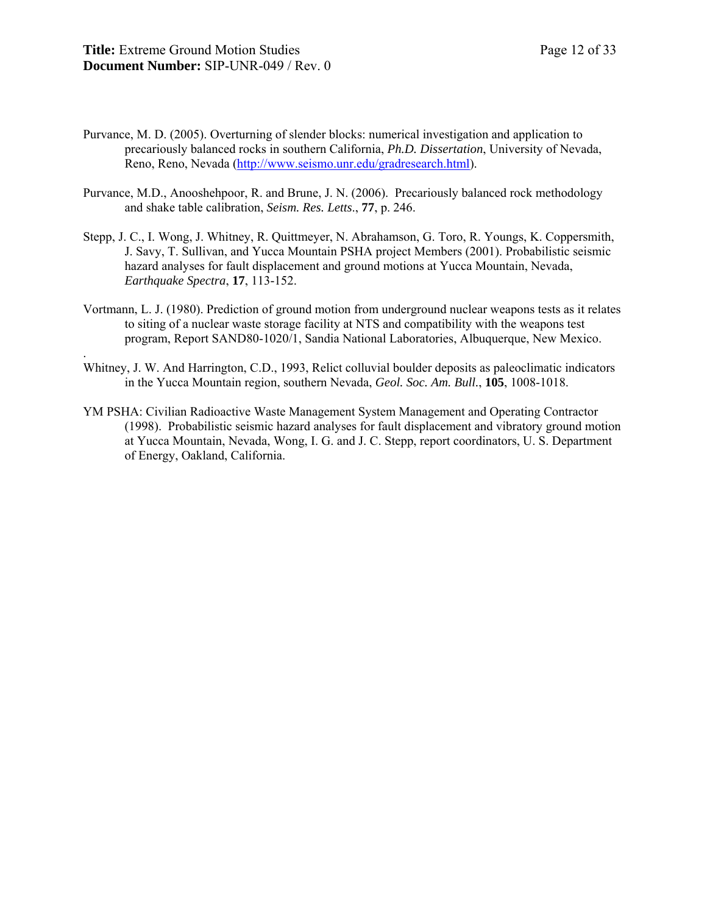Purvance, M. D. (2005). Overturning of slender blocks: numerical investigation and application to precariously balanced rocks in southern California, *Ph.D. Dissertation*, University of Nevada, Reno, Reno, Nevada (http://www.seismo.unr.edu/gradresearch.html).

Purvance, M.D., Anooshehpoor, R. and Brune, J. N. (2006). Precariously balanced rock methodology and shake table calibration, *Seism. Res. Letts*., **77**, p. 246.

Stepp, J. C., I. Wong, J. Whitney, R. Quittmeyer, N. Abrahamson, G. Toro, R. Youngs, K. Coppersmith, J. Savy, T. Sullivan, and Yucca Mountain PSHA project Members (2001). Probabilistic seismic hazard analyses for fault displacement and ground motions at Yucca Mountain, Nevada, *Earthquake Spectra*, **17**, 113-152.

Vortmann, L. J. (1980). Prediction of ground motion from underground nuclear weapons tests as it relates to siting of a nuclear waste storage facility at NTS and compatibility with the weapons test program, Report SAND80-1020/1, Sandia National Laboratories, Albuquerque, New Mexico.

Whitney, J. W. And Harrington, C.D., 1993, Relict colluvial boulder deposits as paleoclimatic indicators in the Yucca Mountain region, southern Nevada, *Geol. Soc. Am. Bull.*, **105**, 1008-1018.

YM PSHA: Civilian Radioactive Waste Management System Management and Operating Contractor (1998). Probabilistic seismic hazard analyses for fault displacement and vibratory ground motion at Yucca Mountain, Nevada, Wong, I. G. and J. C. Stepp, report coordinators, U. S. Department of Energy, Oakland, California.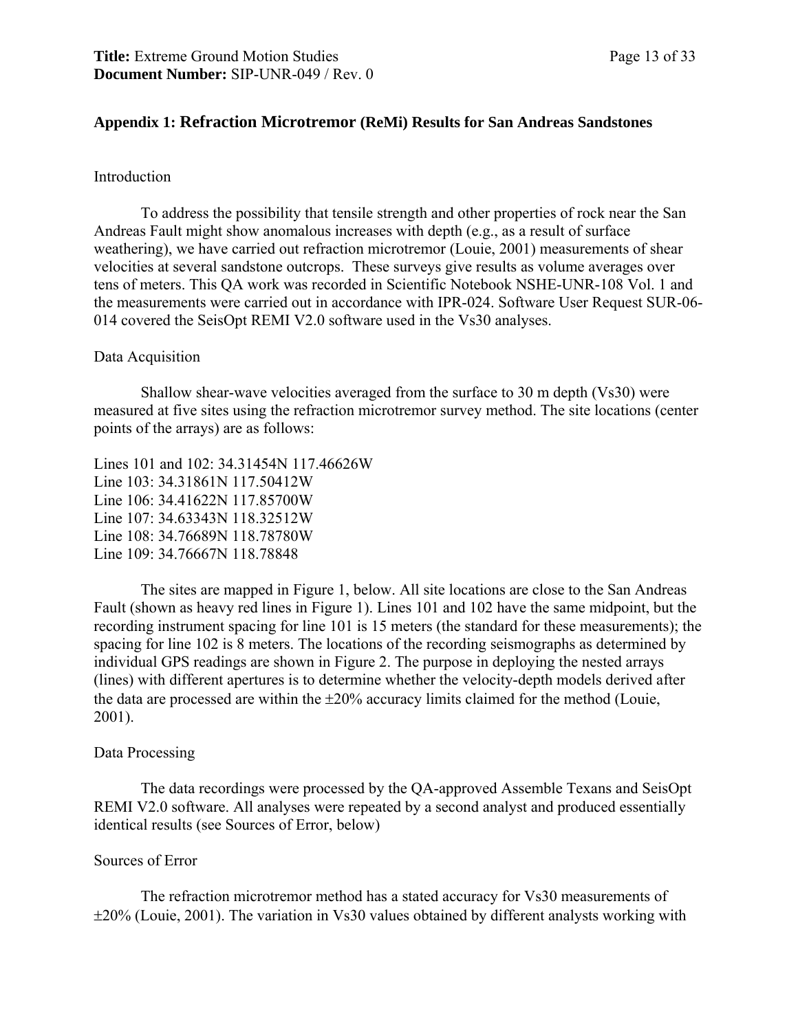## Appendix 1: Refraction Microtremor (ReMi) Results for San Andreas Sandstones

### Introduction

To address the possibility that tensile strength and other properties of rock near the San Andreas Fault might show anomalous increases with depth (e.g., as a result of surface weathering), we have carried out refraction microtremor (Louie, 2001) measurements of shear velocities at several sandstone outcrops. These surveys give results as volume averages over tens of meters. This QA work was recorded in Scientific Notebook NSHE-UNR-108 Vol. 1 and the measurements were carried out in accordance with IPR-024. Software User Request SUR-06-014 covered the SeisOpt REMI V2.0 software used in the Vs30 analyses.

### Data Acquisition

Shallow shear-wave velocities averaged from the surface to 30 m depth (Vs30) were measured at five sites using the refraction microtremor survey method. The site locations (center points of the arrays) are as follows:

Lines 101 and 102: 34.31454N 117.46626W
Line 103: 34.31861N 117.50412W
Line 106: 34.41622N 117.85700W
Line 107: 34.63343N 118.32512W
Line 108: 34.76689N 118.78780W
Line 109: 34.76667N 118.78848

The sites are mapped in Figure 1, below. All site locations are close to the San Andreas Fault (shown as heavy red lines in Figure 1). Lines 101 and 102 have the same midpoint, but the recording instrument spacing for line 101 is 15 meters (the standard for these measurements); the spacing for line 102 is 8 meters. The locations of the recording seismographs as determined by individual GPS readings are shown in Figure 2. The purpose in deploying the nested arrays (lines) with different apertures is to determine whether the velocity-depth models derived after the data are processed are within the ±20% accuracy limits claimed for the method (Louie, 2001).

### Data Processing

The data recordings were processed by the QA-approved Assemble Texans and SeisOpt REMI V2.0 software. All analyses were repeated by a second analyst and produced essentially identical results (see Sources of Error, below)

### Sources of Error

The refraction microtremor method has a stated accuracy for Vs30 measurements of ±20% (Louie, 2001). The variation in Vs30 values obtained by different analysts working with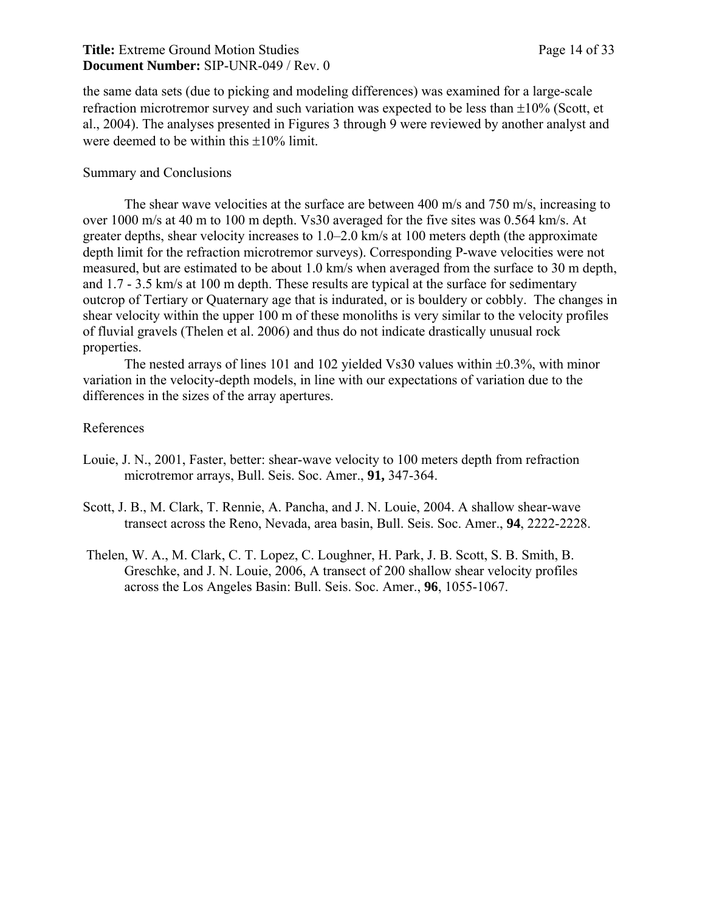the same data sets (due to picking and modeling differences) was examined for a large-scale refraction microtremor survey and such variation was expected to be less than ±10% (Scott, et al., 2004). The analyses presented in Figures 3 through 9 were reviewed by another analyst and were deemed to be within this ±10% limit.

## Summary and Conclusions

The shear wave velocities at the surface are between 400 m/s and 750 m/s, increasing to over 1000 m/s at 40 m to 100 m depth. Vs30 averaged for the five sites was 0.564 km/s. At greater depths, shear velocity increases to 1.0–2.0 km/s at 100 meters depth (the approximate depth limit for the refraction microtremor surveys). Corresponding P-wave velocities were not measured, but are estimated to be about 1.0 km/s when averaged from the surface to 30 m depth, and 1.7 - 3.5 km/s at 100 m depth. These results are typical at the surface for sedimentary outcrop of Tertiary or Quaternary age that is indurated, or is bouldery or cobbly. The changes in shear velocity within the upper 100 m of these monoliths is very similar to the velocity profiles of fluvial gravels (Thelen et al. 2006) and thus do not indicate drastically unusual rock properties.

The nested arrays of lines 101 and 102 yielded Vs30 values within ±0.3%, with minor variation in the velocity-depth models, in line with our expectations of variation due to the differences in the sizes of the array apertures.

## References

Louie, J. N., 2001, Faster, better: shear-wave velocity to 100 meters depth from refraction microtremor arrays, Bull. Seis. Soc. Amer., **91,** 347-364.

Scott, J. B., M. Clark, T. Rennie, A. Pancha, and J. N. Louie, 2004. A shallow shear-wave transect across the Reno, Nevada, area basin, Bull. Seis. Soc. Amer., **94**, 2222-2228.

Thelen, W. A., M. Clark, C. T. Lopez, C. Loughner, H. Park, J. B. Scott, S. B. Smith, B. Greschke, and J. N. Louie, 2006, A transect of 200 shallow shear velocity profiles across the Los Angeles Basin: Bull. Seis. Soc. Amer., **96**, 1055-1067.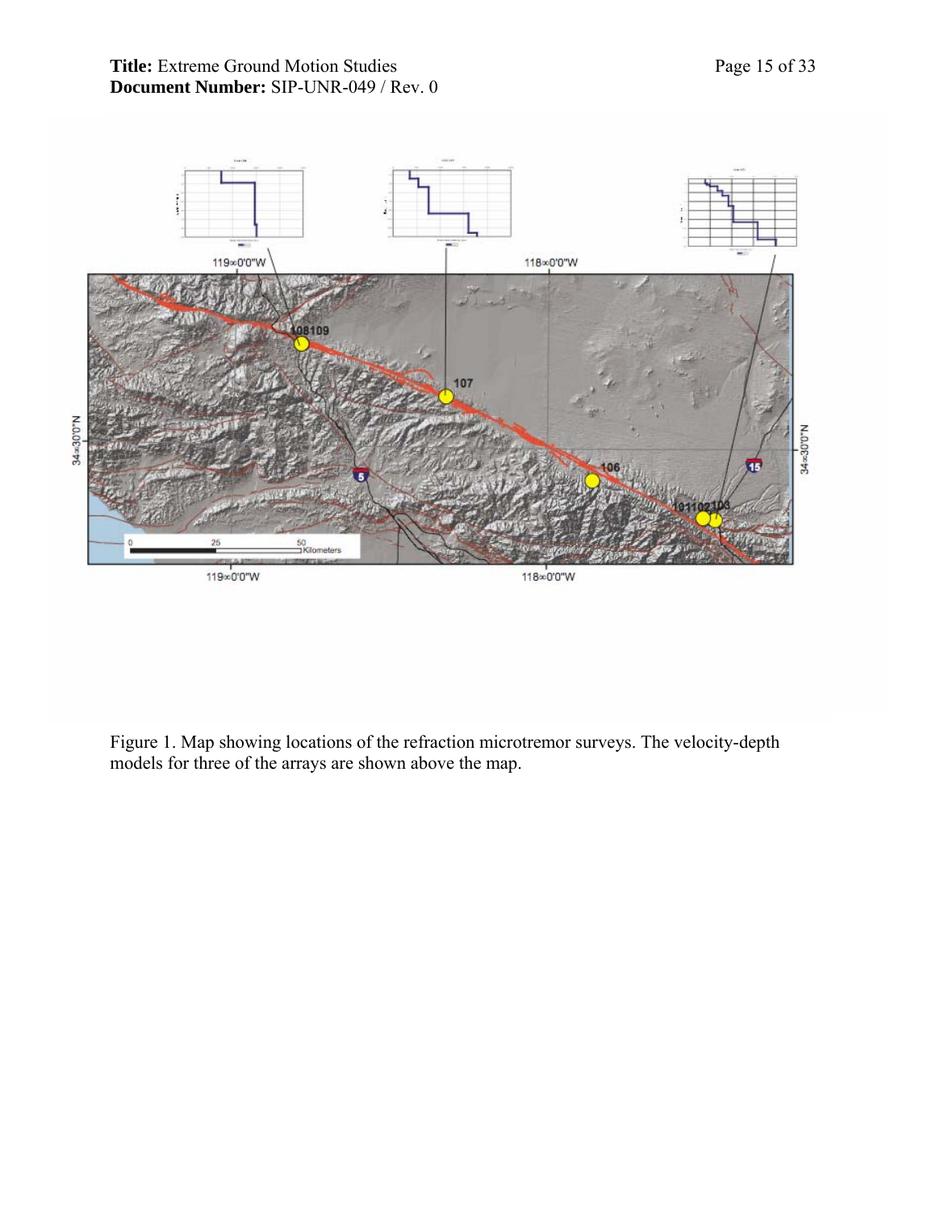Figure 1. Map showing locations of the refraction microtremor surveys. The velocity-depth models for three of the arrays are shown above the map.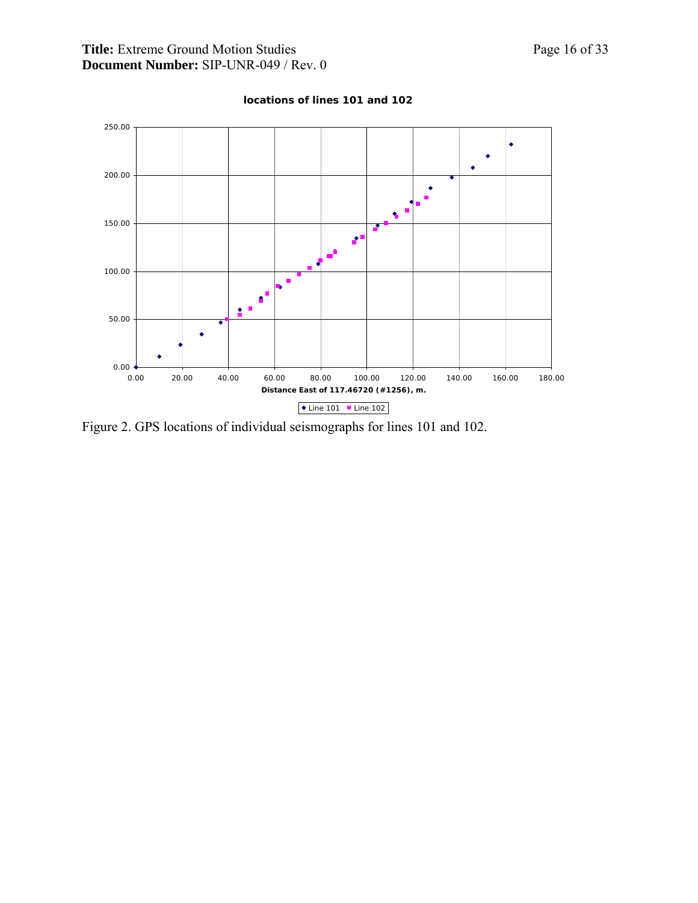**locations of lines 101 and 102**

Figure 2. GPS locations of individual seismographs for lines 101 and 102.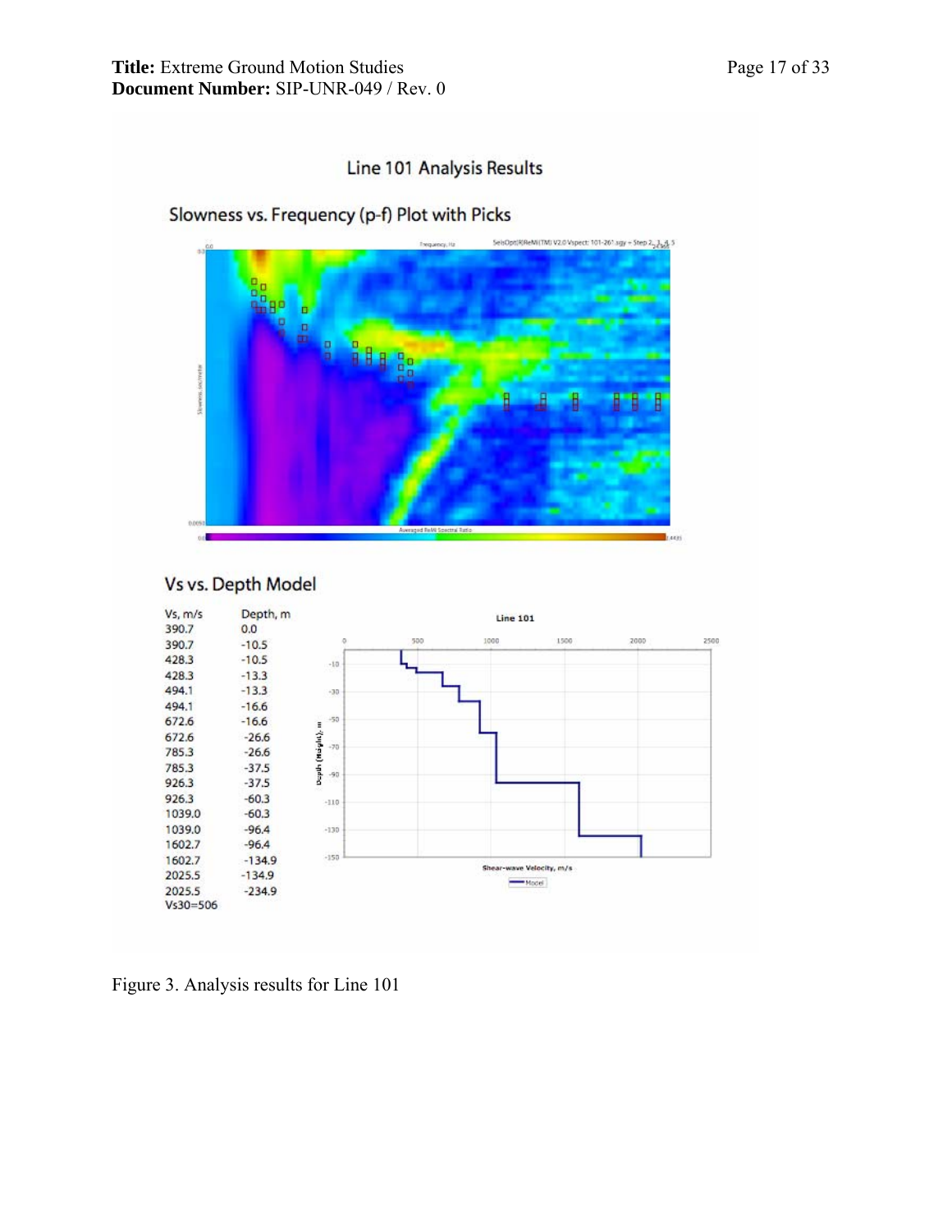Line 101 Analysis Results

Slowness vs. Frequency (p-f) Plot with Picks

Vs vs. Depth Model

| Vs, m/s | Depth, m |
|---|---|
| 390.7 | 0.0 |
| 390.7 | -10.5 |
| 428.3 | -10.5 |
| 428.3 | -13.3 |
| 494.1 | -13.3 |
| 494.1 | -16.6 |
| 672.6 | -16.6 |
| 672.6 | -26.6 |
| 785.3 | -26.6 |
| 785.3 | -37.5 |
| 926.3 | -37.5 |
| 926.3 | -60.3 |
| 1039.0 | -60.3 |
| 1039.0 | -96.4 |
| 1602.7 | -96.4 |
| 1602.7 | -134.9 |
| 2025.5 | -134.9 |
| 2025.5 | -234.9 |

Vs30=506

Figure 3. Analysis results for Line 101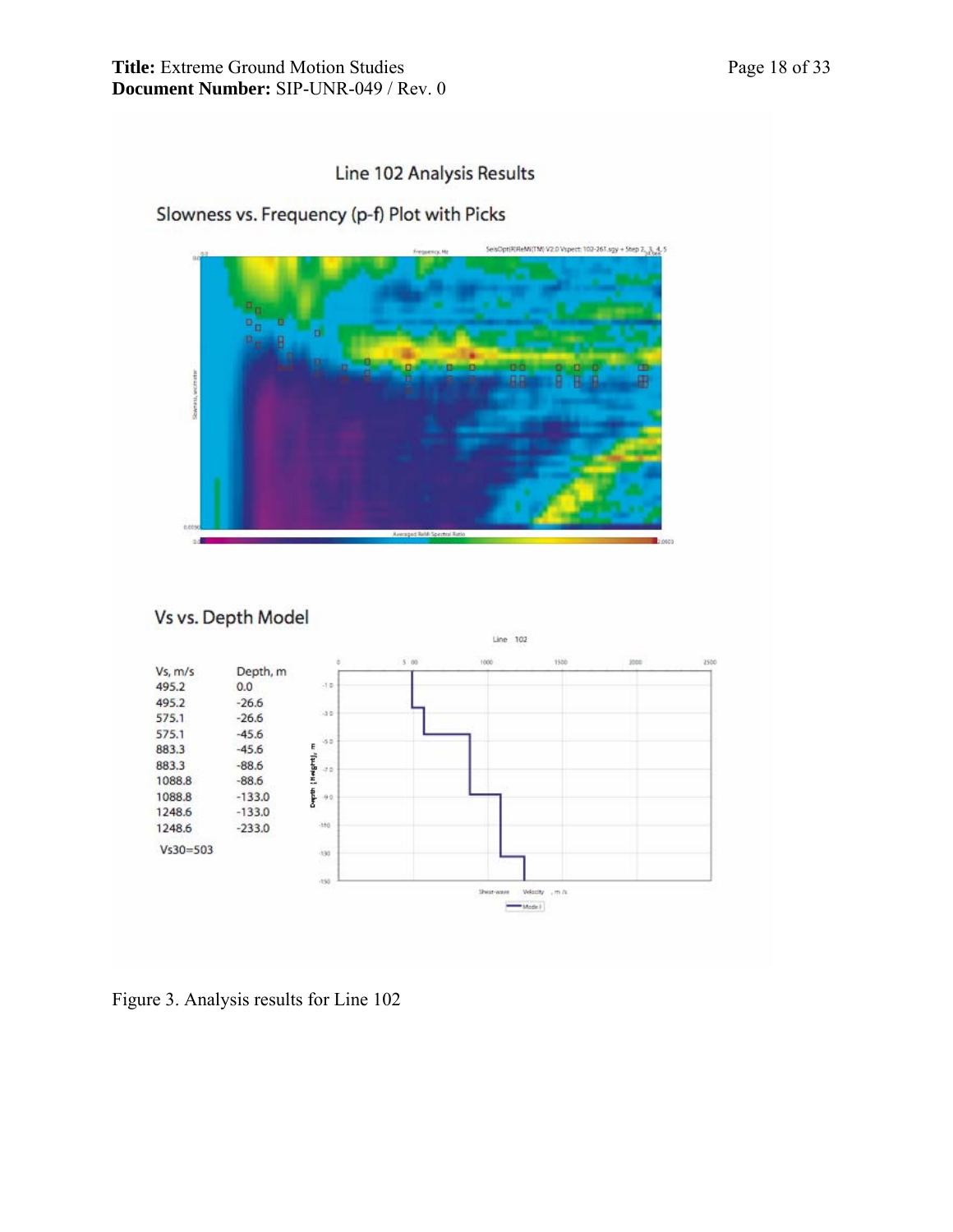## Line 102 Analysis Results

### Slowness vs. Frequency (p-f) Plot with Picks

### Vs vs. Depth Model

| Vs, m/s | Depth, m |
|---|---|
| 495.2 | 0.0 |
| 495.2 | -26.6 |
| 575.1 | -26.6 |
| 575.1 | -45.6 |
| 883.3 | -45.6 |
| 883.3 | -88.6 |
| 1088.8 | -88.6 |
| 1088.8 | -133.0 |
| 1248.6 | -133.0 |
| 1248.6 | -233.0 |

Vs30=503

Figure 3. Analysis results for Line 102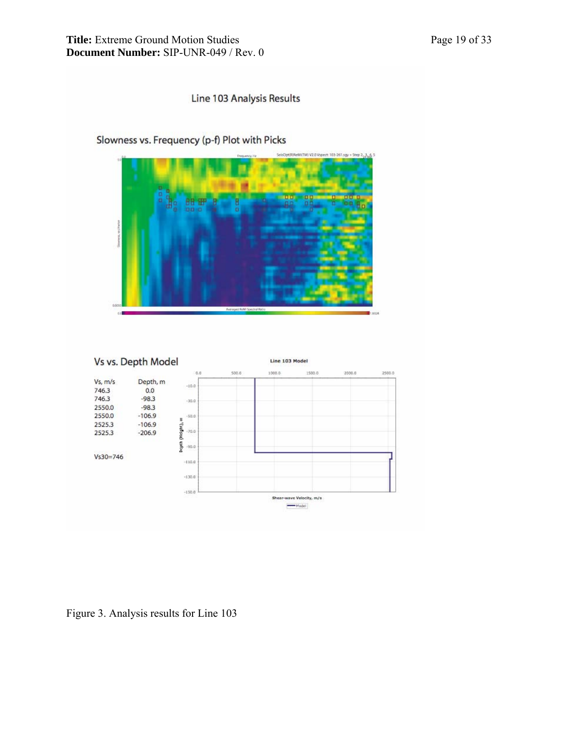Line 103 Analysis Results

Slowness vs. Frequency (p-f) Plot with Picks

Vs vs. Depth Model

| Vs, m/s | Depth, m |
| --- | --- |
| 746.3 | 0.0 |
| 746.3 | -98.3 |
| 2550.0 | -98.3 |
| 2550.0 | -106.9 |
| 2525.3 | -106.9 |
| 2525.3 | -206.9 |

Vs30=746

Figure 3. Analysis results for Line 103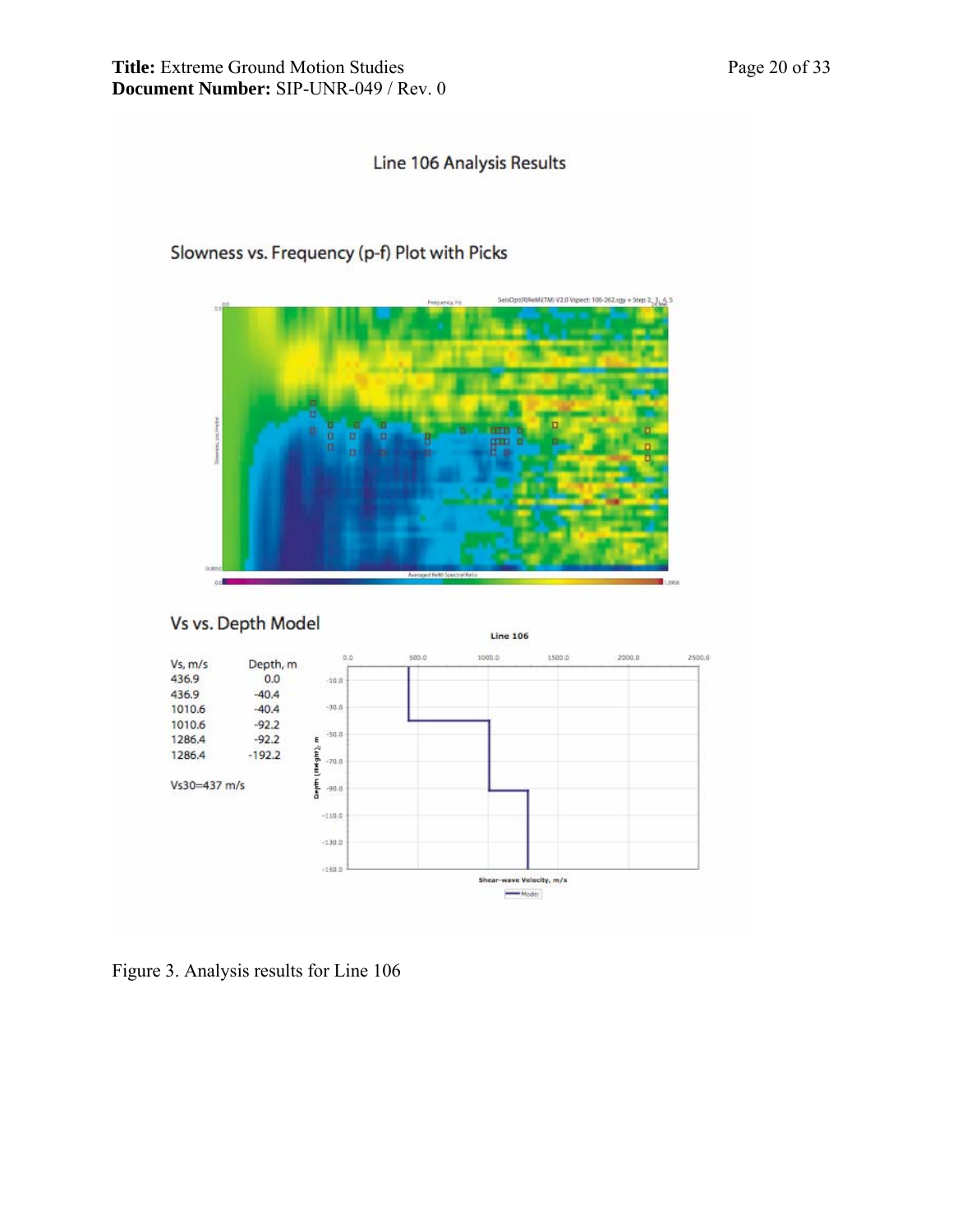Line 106 Analysis Results

Slowness vs. Frequency (p-f) Plot with Picks

Vs vs. Depth Model

| Vs, m/s | Depth, m |
|---|---|
| 436.9 | 0.0 |
| 436.9 | -40.4 |
| 1010.6 | -40.4 |
| 1010.6 | -92.2 |
| 1286.4 | -92.2 |
| 1286.4 | -192.2 |

Vs30=437 m/s

Figure 3. Analysis results for Line 106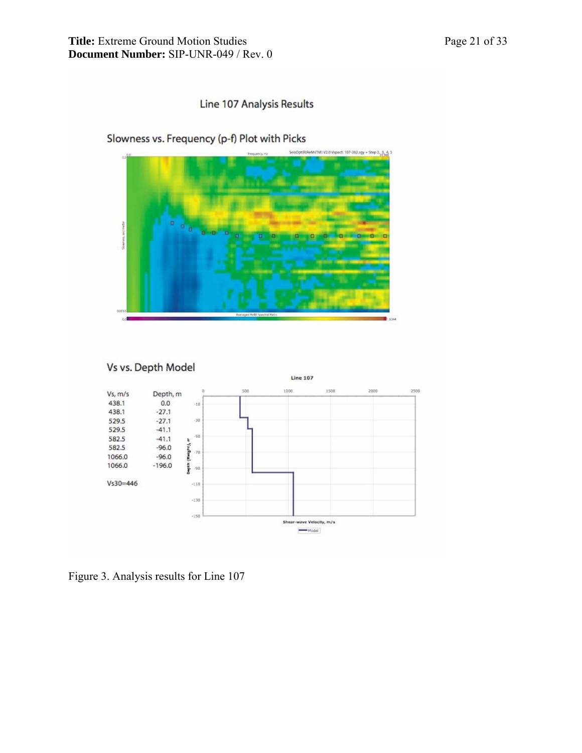## Line 107 Analysis Results

### Slowness vs. Frequency (p-f) Plot with Picks

### Vs vs. Depth Model

| Vs, m/s | Depth, m |
|---|---|
| 438.1 | 0.0 |
| 438.1 | -27.1 |
| 529.5 | -27.1 |
| 529.5 | -41.1 |
| 582.5 | -41.1 |
| 582.5 | -96.0 |
| 1066.0 | -96.0 |
| 1066.0 | -196.0 |

Vs30=446

Figure 3. Analysis results for Line 107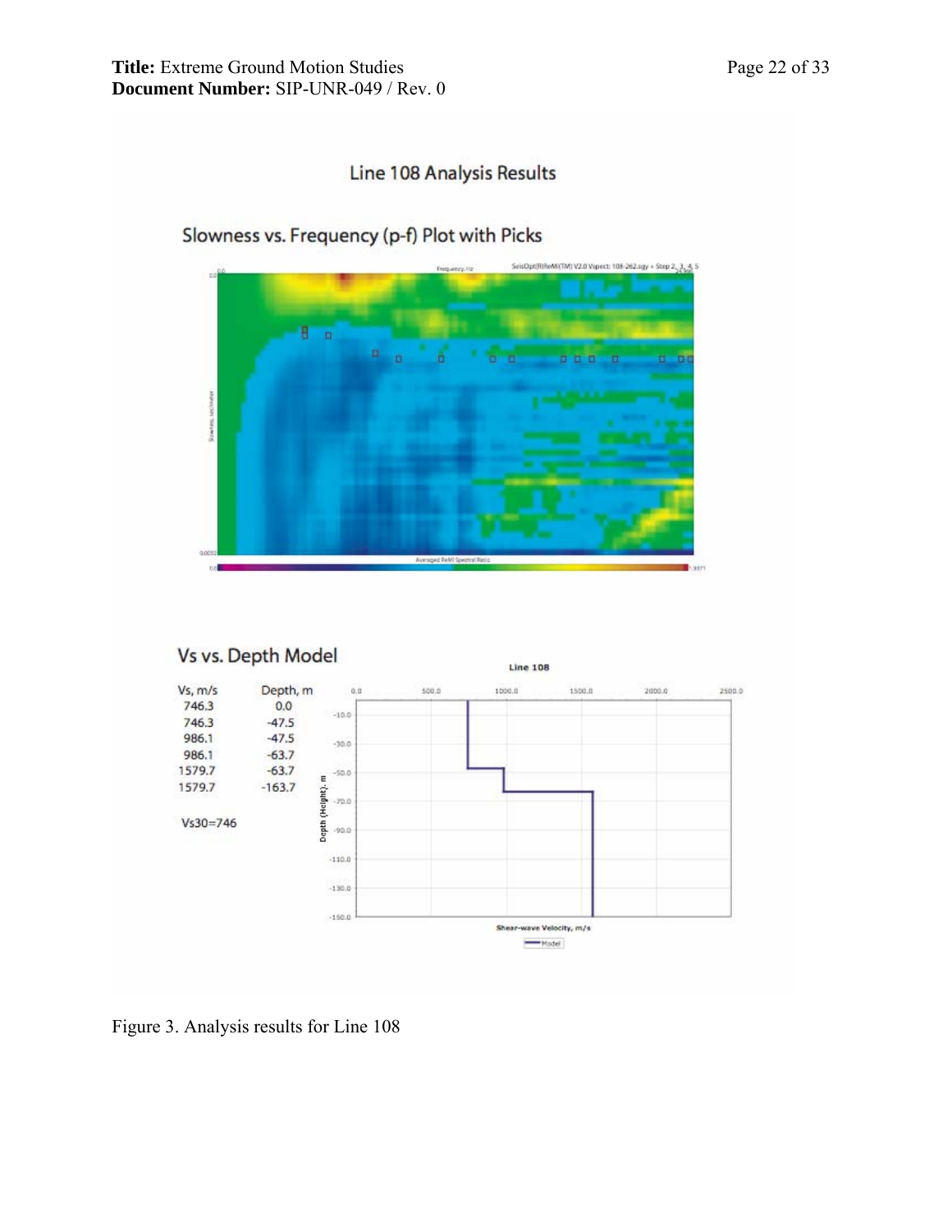## Line 108 Analysis Results

### Slowness vs. Frequency (p-f) Plot with Picks

### Vs vs. Depth Model

| Vs, m/s | Depth, m |
| --- | --- |
| 746.3 | 0.0 |
| 746.3 | -47.5 |
| 986.1 | -47.5 |
| 986.1 | -63.7 |
| 1579.7 | -63.7 |
| 1579.7 | -163.7 |

Vs30=746

Figure 3. Analysis results for Line 108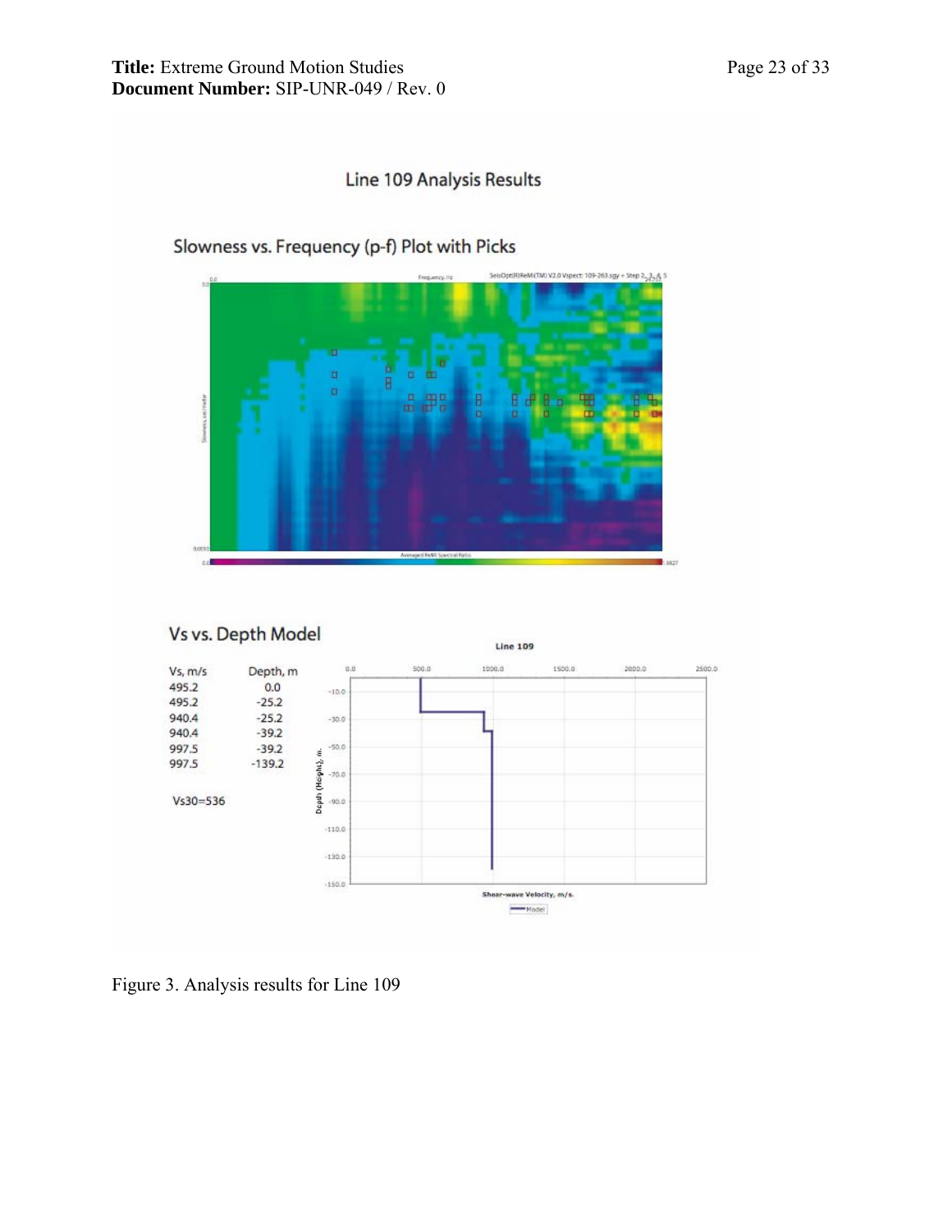Line 109 Analysis Results

Slowness vs. Frequency (p-f) Plot with Picks

Vs vs. Depth Model

| Vs, m/s | Depth, m |
| --- | --- |
| 495.2 | 0.0 |
| 495.2 | -25.2 |
| 940.4 | -25.2 |
| 940.4 | -39.2 |
| 997.5 | -39.2 |
| 997.5 | -139.2 |

Vs30=536

Figure 3. Analysis results for Line 109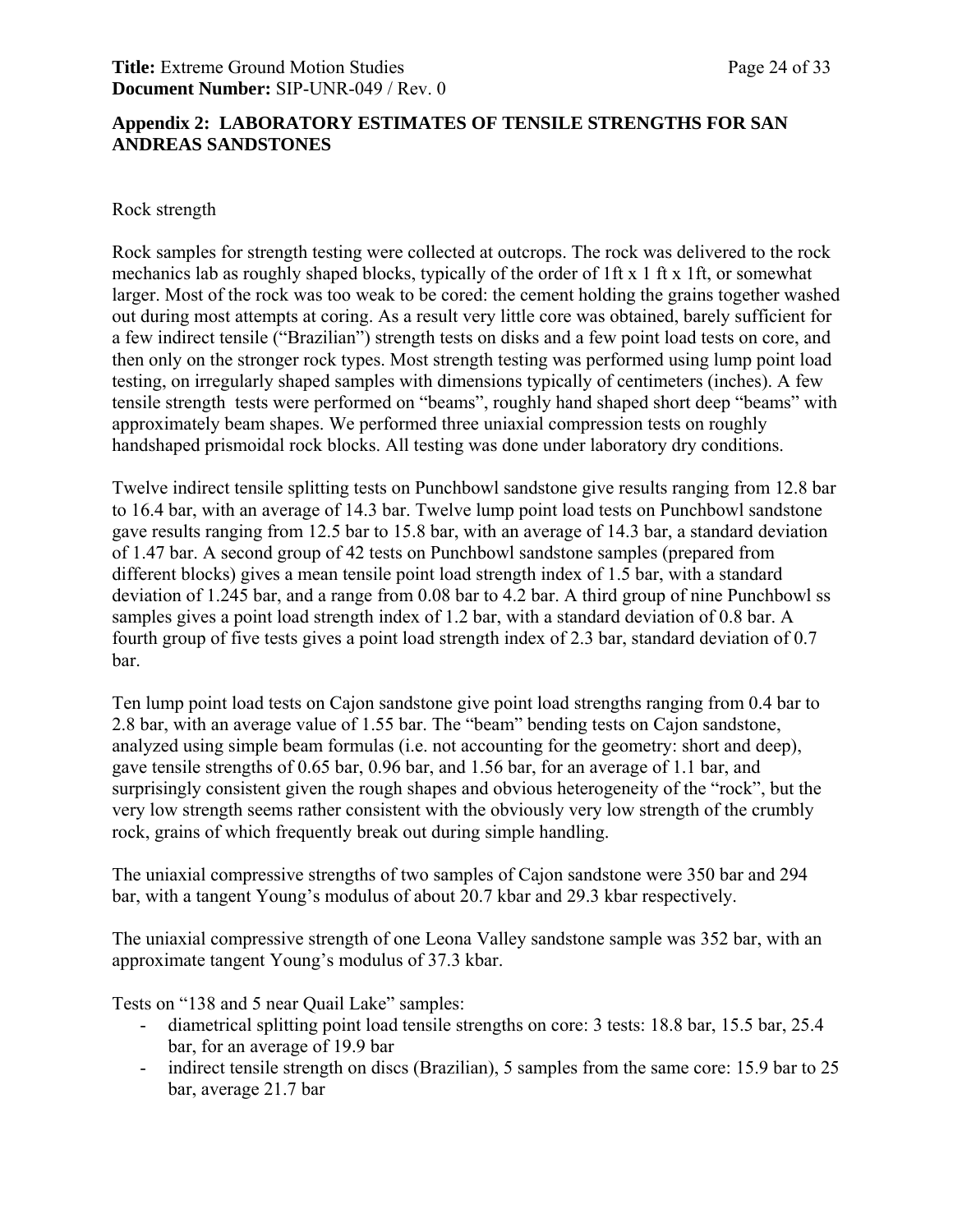## Appendix 2: LABORATORY ESTIMATES OF TENSILE STRENGTHS FOR SAN ANDREAS SANDSTONES

Rock strength

Rock samples for strength testing were collected at outcrops. The rock was delivered to the rock mechanics lab as roughly shaped blocks, typically of the order of 1ft x 1 ft x 1ft, or somewhat larger. Most of the rock was too weak to be cored: the cement holding the grains together washed out during most attempts at coring. As a result very little core was obtained, barely sufficient for a few indirect tensile ("Brazilian") strength tests on disks and a few point load tests on core, and then only on the stronger rock types. Most strength testing was performed using lump point load testing, on irregularly shaped samples with dimensions typically of centimeters (inches). A few tensile strength tests were performed on "beams", roughly hand shaped short deep "beams" with approximately beam shapes. We performed three uniaxial compression tests on roughly handshaped prismoidal rock blocks. All testing was done under laboratory dry conditions.

Twelve indirect tensile splitting tests on Punchbowl sandstone give results ranging from 12.8 bar to 16.4 bar, with an average of 14.3 bar. Twelve lump point load tests on Punchbowl sandstone gave results ranging from 12.5 bar to 15.8 bar, with an average of 14.3 bar, a standard deviation of 1.47 bar. A second group of 42 tests on Punchbowl sandstone samples (prepared from different blocks) gives a mean tensile point load strength index of 1.5 bar, with a standard deviation of 1.245 bar, and a range from 0.08 bar to 4.2 bar. A third group of nine Punchbowl ss samples gives a point load strength index of 1.2 bar, with a standard deviation of 0.8 bar. A fourth group of five tests gives a point load strength index of 2.3 bar, standard deviation of 0.7 bar.

Ten lump point load tests on Cajon sandstone give point load strengths ranging from 0.4 bar to 2.8 bar, with an average value of 1.55 bar. The "beam" bending tests on Cajon sandstone, analyzed using simple beam formulas (i.e. not accounting for the geometry: short and deep), gave tensile strengths of 0.65 bar, 0.96 bar, and 1.56 bar, for an average of 1.1 bar, and surprisingly consistent given the rough shapes and obvious heterogeneity of the "rock", but the very low strength seems rather consistent with the obviously very low strength of the crumbly rock, grains of which frequently break out during simple handling.

The uniaxial compressive strengths of two samples of Cajon sandstone were 350 bar and 294 bar, with a tangent Young's modulus of about 20.7 kbar and 29.3 kbar respectively.

The uniaxial compressive strength of one Leona Valley sandstone sample was 352 bar, with an approximate tangent Young's modulus of 37.3 kbar.

Tests on "138 and 5 near Quail Lake" samples:

- diametrical splitting point load tensile strengths on core: 3 tests: 18.8 bar, 15.5 bar, 25.4 bar, for an average of 19.9 bar
- indirect tensile strength on discs (Brazilian), 5 samples from the same core: 15.9 bar to 25 bar, average 21.7 bar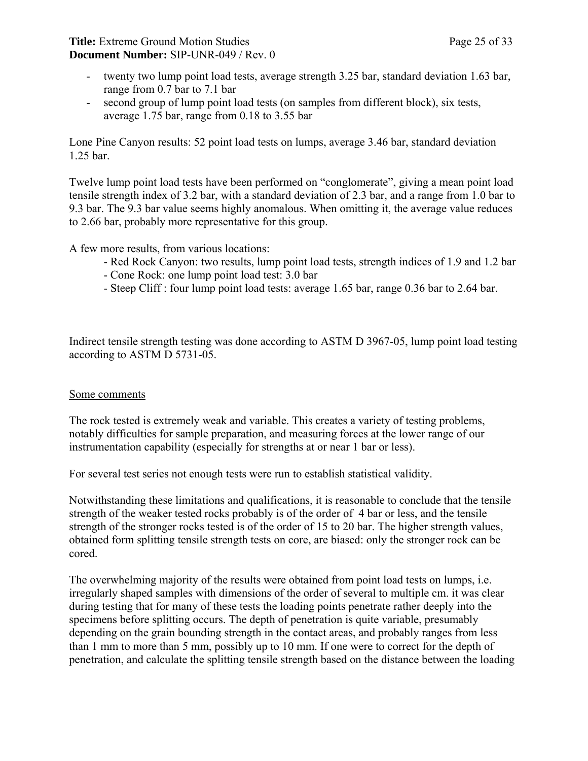- twenty two lump point load tests, average strength 3.25 bar, standard deviation 1.63 bar, range from 0.7 bar to 7.1 bar
- second group of lump point load tests (on samples from different block), six tests, average 1.75 bar, range from 0.18 to 3.55 bar

Lone Pine Canyon results: 52 point load tests on lumps, average 3.46 bar, standard deviation 1.25 bar.

Twelve lump point load tests have been performed on "conglomerate", giving a mean point load tensile strength index of 3.2 bar, with a standard deviation of 2.3 bar, and a range from 1.0 bar to 9.3 bar. The 9.3 bar value seems highly anomalous. When omitting it, the average value reduces to 2.66 bar, probably more representative for this group.

A few more results, from various locations:

- Red Rock Canyon: two results, lump point load tests, strength indices of 1.9 and 1.2 bar
- Cone Rock: one lump point load test: 3.0 bar
- Steep Cliff : four lump point load tests: average 1.65 bar, range 0.36 bar to 2.64 bar.

Indirect tensile strength testing was done according to ASTM D 3967-05, lump point load testing according to ASTM D 5731-05.

<u>Some comments</u>

The rock tested is extremely weak and variable. This creates a variety of testing problems, notably difficulties for sample preparation, and measuring forces at the lower range of our instrumentation capability (especially for strengths at or near 1 bar or less).

For several test series not enough tests were run to establish statistical validity.

Notwithstanding these limitations and qualifications, it is reasonable to conclude that the tensile strength of the weaker tested rocks probably is of the order of 4 bar or less, and the tensile strength of the stronger rocks tested is of the order of 15 to 20 bar. The higher strength values, obtained form splitting tensile strength tests on core, are biased: only the stronger rock can be cored.

The overwhelming majority of the results were obtained from point load tests on lumps, i.e. irregularly shaped samples with dimensions of the order of several to multiple cm. it was clear during testing that for many of these tests the loading points penetrate rather deeply into the specimens before splitting occurs. The depth of penetration is quite variable, presumably depending on the grain bounding strength in the contact areas, and probably ranges from less than 1 mm to more than 5 mm, possibly up to 10 mm. If one were to correct for the depth of penetration, and calculate the splitting tensile strength based on the distance between the loading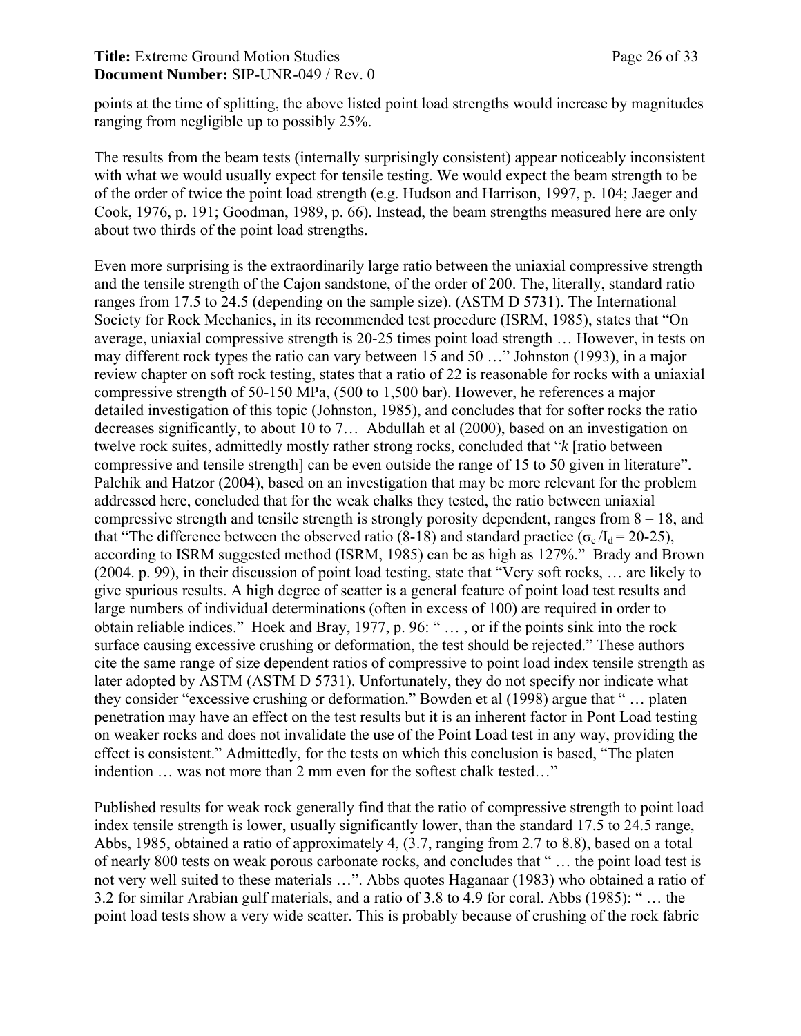points at the time of splitting, the above listed point load strengths would increase by magnitudes ranging from negligible up to possibly 25%.

The results from the beam tests (internally surprisingly consistent) appear noticeably inconsistent with what we would usually expect for tensile testing. We would expect the beam strength to be of the order of twice the point load strength (e.g. Hudson and Harrison, 1997, p. 104; Jaeger and Cook, 1976, p. 191; Goodman, 1989, p. 66). Instead, the beam strengths measured here are only about two thirds of the point load strengths.

Even more surprising is the extraordinarily large ratio between the uniaxial compressive strength and the tensile strength of the Cajon sandstone, of the order of 200. The, literally, standard ratio ranges from 17.5 to 24.5 (depending on the sample size). (ASTM D 5731). The International Society for Rock Mechanics, in its recommended test procedure (ISRM, 1985), states that "On average, uniaxial compressive strength is 20-25 times point load strength … However, in tests on may different rock types the ratio can vary between 15 and 50 …" Johnston (1993), in a major review chapter on soft rock testing, states that a ratio of 22 is reasonable for rocks with a uniaxial compressive strength of 50-150 MPa, (500 to 1,500 bar). However, he references a major detailed investigation of this topic (Johnston, 1985), and concludes that for softer rocks the ratio decreases significantly, to about 10 to 7… Abdullah et al (2000), based on an investigation on twelve rock suites, admittedly mostly rather strong rocks, concluded that "*k* [ratio between compressive and tensile strength] can be even outside the range of 15 to 50 given in literature". Palchik and Hatzor (2004), based on an investigation that may be more relevant for the problem addressed here, concluded that for the weak chalks they tested, the ratio between uniaxial compressive strength and tensile strength is strongly porosity dependent, ranges from 8 – 18, and that "The difference between the observed ratio (8-18) and standard practice ($\sigma_c / I_d = 20\text{-}25$), according to ISRM suggested method (ISRM, 1985) can be as high as 127%." Brady and Brown (2004. p. 99), in their discussion of point load testing, state that "Very soft rocks, … are likely to give spurious results. A high degree of scatter is a general feature of point load test results and large numbers of individual determinations (often in excess of 100) are required in order to obtain reliable indices." Hoek and Bray, 1977, p. 96: " … , or if the points sink into the rock surface causing excessive crushing or deformation, the test should be rejected." These authors cite the same range of size dependent ratios of compressive to point load index tensile strength as later adopted by ASTM (ASTM D 5731). Unfortunately, they do not specify nor indicate what they consider "excessive crushing or deformation." Bowden et al (1998) argue that " … platen penetration may have an effect on the test results but it is an inherent factor in Pont Load testing on weaker rocks and does not invalidate the use of the Point Load test in any way, providing the effect is consistent." Admittedly, for the tests on which this conclusion is based, "The platen indention … was not more than 2 mm even for the softest chalk tested…"

Published results for weak rock generally find that the ratio of compressive strength to point load index tensile strength is lower, usually significantly lower, than the standard 17.5 to 24.5 range, Abbs, 1985, obtained a ratio of approximately 4, (3.7, ranging from 2.7 to 8.8), based on a total of nearly 800 tests on weak porous carbonate rocks, and concludes that " … the point load test is not very well suited to these materials …". Abbs quotes Haganaar (1983) who obtained a ratio of 3.2 for similar Arabian gulf materials, and a ratio of 3.8 to 4.9 for coral. Abbs (1985): " … the point load tests show a very wide scatter. This is probably because of crushing of the rock fabric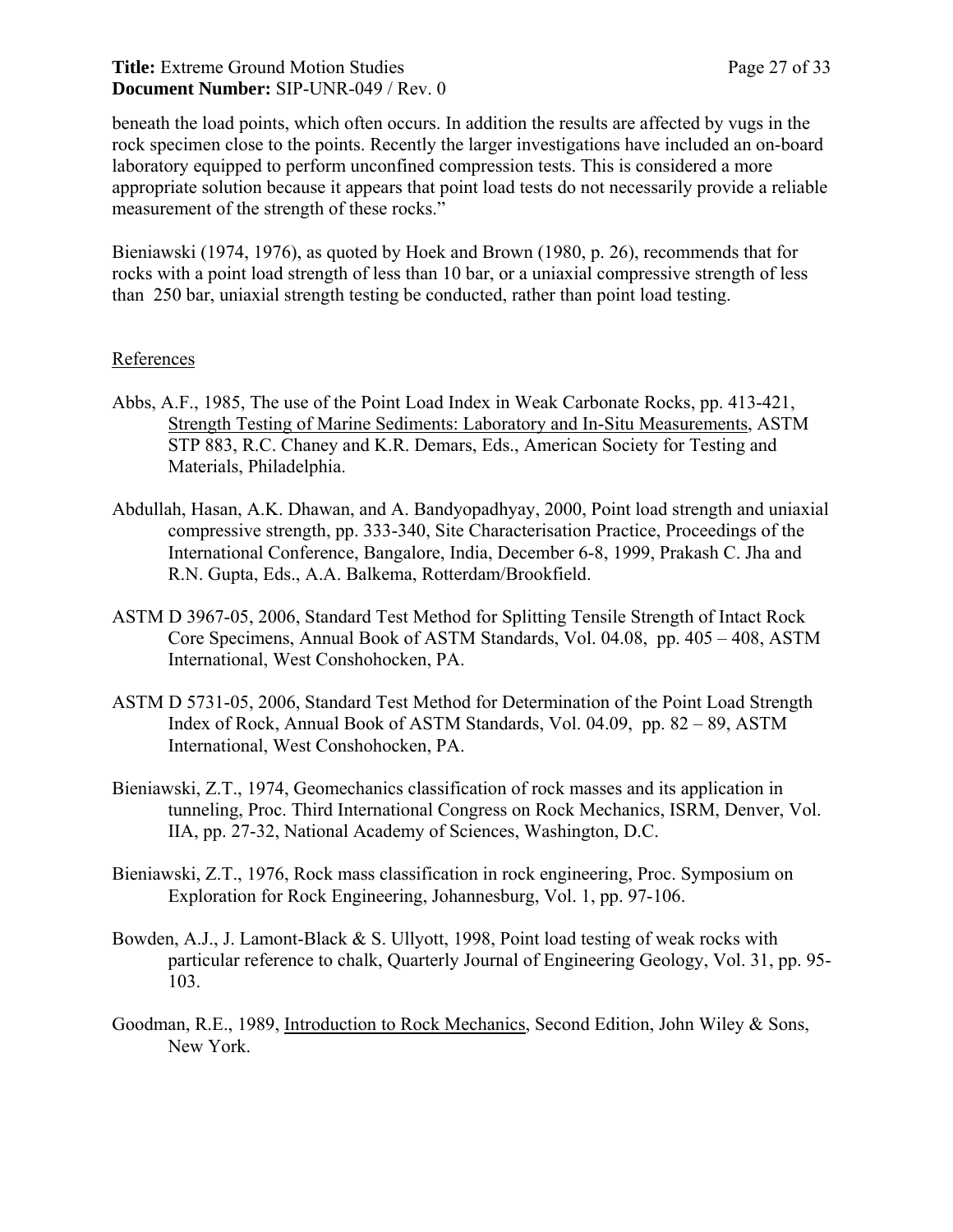beneath the load points, which often occurs. In addition the results are affected by vugs in the rock specimen close to the points. Recently the larger investigations have included an on-board laboratory equipped to perform unconfined compression tests. This is considered a more appropriate solution because it appears that point load tests do not necessarily provide a reliable measurement of the strength of these rocks."

Bieniawski (1974, 1976), as quoted by Hoek and Brown (1980, p. 26), recommends that for rocks with a point load strength of less than 10 bar, or a uniaxial compressive strength of less than 250 bar, uniaxial strength testing be conducted, rather than point load testing.

References

Abbs, A.F., 1985, The use of the Point Load Index in Weak Carbonate Rocks, pp. 413-421, Strength Testing of Marine Sediments: Laboratory and In-Situ Measurements, ASTM STP 883, R.C. Chaney and K.R. Demars, Eds., American Society for Testing and Materials, Philadelphia.

Abdullah, Hasan, A.K. Dhawan, and A. Bandyopadhyay, 2000, Point load strength and uniaxial compressive strength, pp. 333-340, Site Characterisation Practice, Proceedings of the International Conference, Bangalore, India, December 6-8, 1999, Prakash C. Jha and R.N. Gupta, Eds., A.A. Balkema, Rotterdam/Brookfield.

ASTM D 3967-05, 2006, Standard Test Method for Splitting Tensile Strength of Intact Rock Core Specimens, Annual Book of ASTM Standards, Vol. 04.08, pp. 405 – 408, ASTM International, West Conshohocken, PA.

ASTM D 5731-05, 2006, Standard Test Method for Determination of the Point Load Strength Index of Rock, Annual Book of ASTM Standards, Vol. 04.09, pp. 82 – 89, ASTM International, West Conshohocken, PA.

Bieniawski, Z.T., 1974, Geomechanics classification of rock masses and its application in tunneling, Proc. Third International Congress on Rock Mechanics, ISRM, Denver, Vol. IIA, pp. 27-32, National Academy of Sciences, Washington, D.C.

Bieniawski, Z.T., 1976, Rock mass classification in rock engineering, Proc. Symposium on Exploration for Rock Engineering, Johannesburg, Vol. 1, pp. 97-106.

Bowden, A.J., J. Lamont-Black & S. Ullyott, 1998, Point load testing of weak rocks with particular reference to chalk, Quarterly Journal of Engineering Geology, Vol. 31, pp. 95-103.

Goodman, R.E., 1989, Introduction to Rock Mechanics, Second Edition, John Wiley & Sons, New York.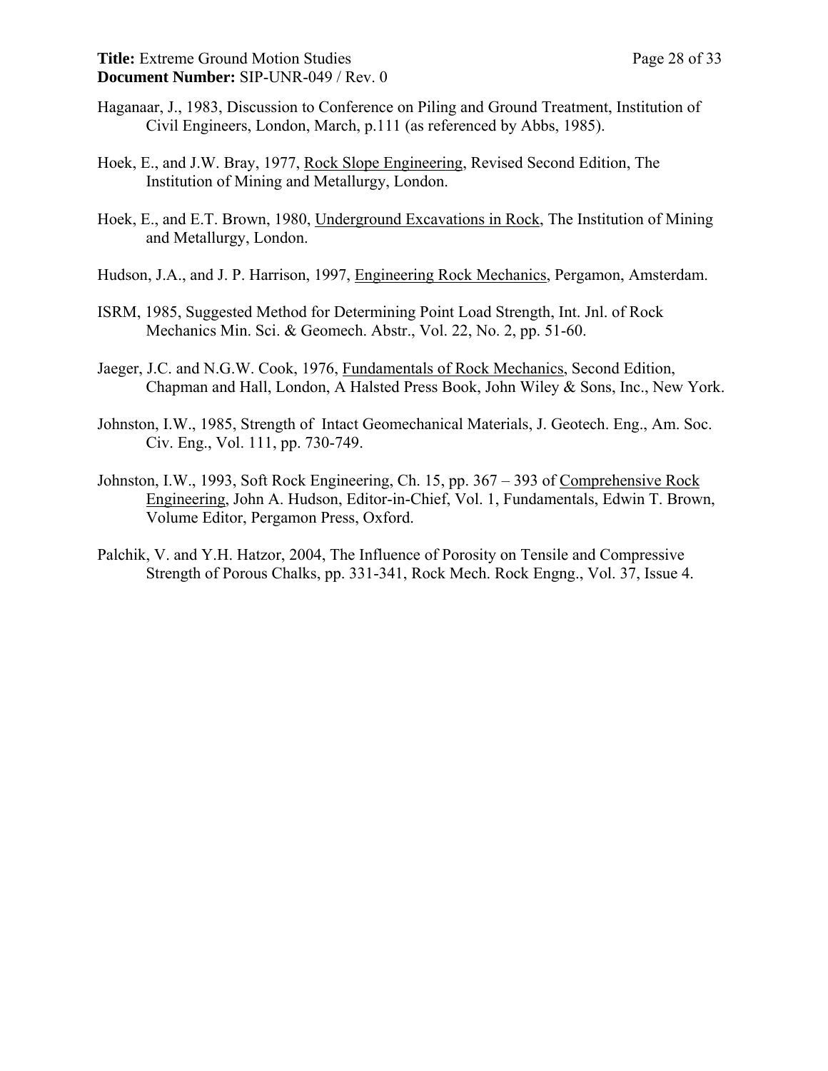Haganaar, J., 1983, Discussion to Conference on Piling and Ground Treatment, Institution of Civil Engineers, London, March, p.111 (as referenced by Abbs, 1985).

Hoek, E., and J.W. Bray, 1977, Rock Slope Engineering, Revised Second Edition, The Institution of Mining and Metallurgy, London.

Hoek, E., and E.T. Brown, 1980, Underground Excavations in Rock, The Institution of Mining and Metallurgy, London.

Hudson, J.A., and J. P. Harrison, 1997, Engineering Rock Mechanics, Pergamon, Amsterdam.

ISRM, 1985, Suggested Method for Determining Point Load Strength, Int. Jnl. of Rock Mechanics Min. Sci. & Geomech. Abstr., Vol. 22, No. 2, pp. 51-60.

Jaeger, J.C. and N.G.W. Cook, 1976, Fundamentals of Rock Mechanics, Second Edition, Chapman and Hall, London, A Halsted Press Book, John Wiley & Sons, Inc., New York.

Johnston, I.W., 1985, Strength of Intact Geomechanical Materials, J. Geotech. Eng., Am. Soc. Civ. Eng., Vol. 111, pp. 730-749.

Johnston, I.W., 1993, Soft Rock Engineering, Ch. 15, pp. 367 – 393 of Comprehensive Rock Engineering, John A. Hudson, Editor-in-Chief, Vol. 1, Fundamentals, Edwin T. Brown, Volume Editor, Pergamon Press, Oxford.

Palchik, V. and Y.H. Hatzor, 2004, The Influence of Porosity on Tensile and Compressive Strength of Porous Chalks, pp. 331-341, Rock Mech. Rock Engng., Vol. 37, Issue 4.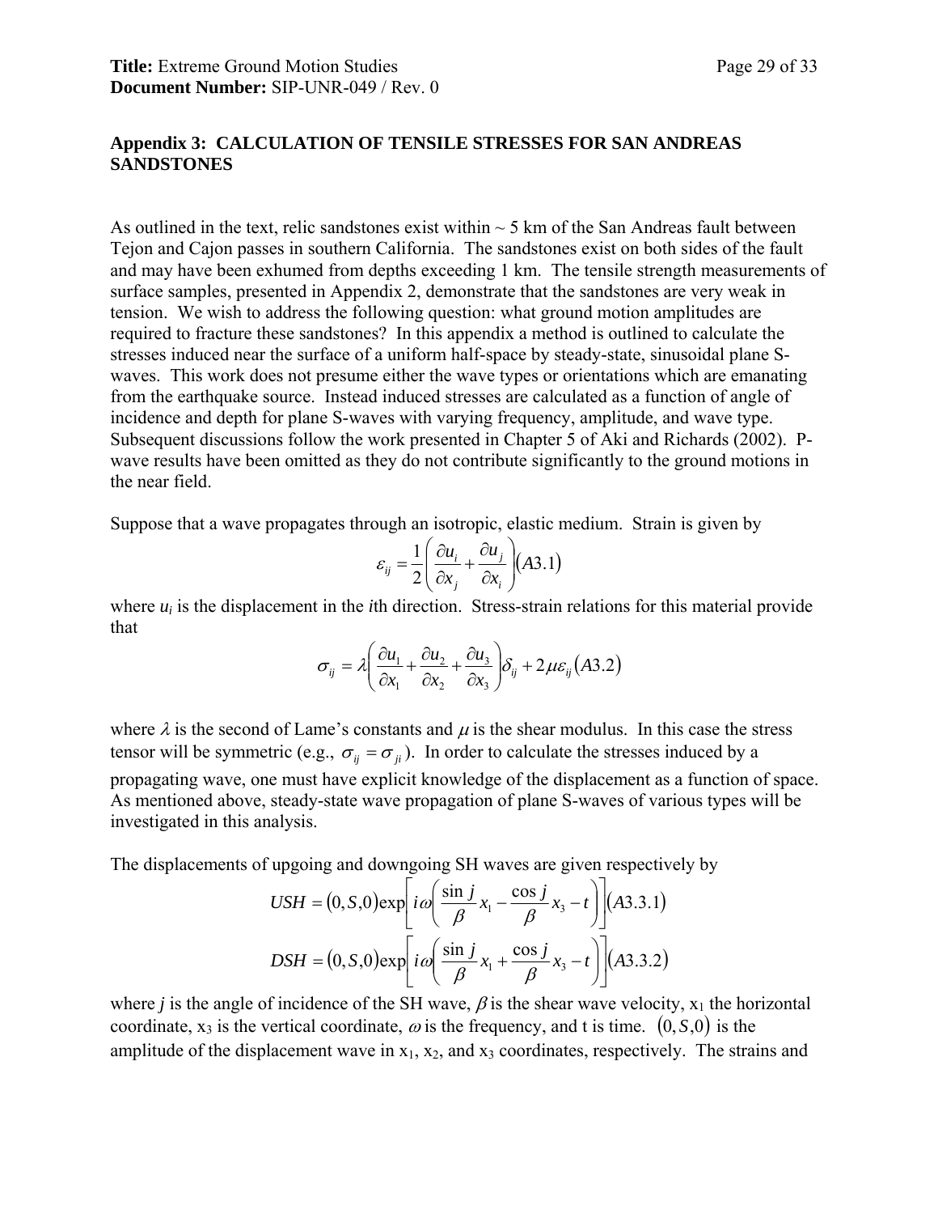## Appendix 3: CALCULATION OF TENSILE STRESSES FOR SAN ANDREAS SANDSTONES

As outlined in the text, relic sandstones exist within ~ 5 km of the San Andreas fault between Tejon and Cajon passes in southern California. The sandstones exist on both sides of the fault and may have been exhumed from depths exceeding 1 km. The tensile strength measurements of surface samples, presented in Appendix 2, demonstrate that the sandstones are very weak in tension. We wish to address the following question: what ground motion amplitudes are required to fracture these sandstones? In this appendix a method is outlined to calculate the stresses induced near the surface of a uniform half-space by steady-state, sinusoidal plane S-waves. This work does not presume either the wave types or orientations which are emanating from the earthquake source. Instead induced stresses are calculated as a function of angle of incidence and depth for plane S-waves with varying frequency, amplitude, and wave type. Subsequent discussions follow the work presented in Chapter 5 of Aki and Richards (2002). P-wave results have been omitted as they do not contribute significantly to the ground motions in the near field.

Suppose that a wave propagates through an isotropic, elastic medium. Strain is given by

$$\varepsilon_{ij} = \frac{1}{2}\left(\frac{\partial u_i}{\partial x_j} + \frac{\partial u_j}{\partial x_i}\right) \quad (A3.1)$$

where $u_i$ is the displacement in the *i*th direction. Stress-strain relations for this material provide that

$$\sigma_{ij} = \lambda\left(\frac{\partial u_1}{\partial x_1} + \frac{\partial u_2}{\partial x_2} + \frac{\partial u_3}{\partial x_3}\right)\delta_{ij} + 2\mu\varepsilon_{ij} \quad (A3.2)$$

where $\lambda$ is the second of Lame's constants and $\mu$ is the shear modulus. In this case the stress tensor will be symmetric (e.g., $\sigma_{ij} = \sigma_{ji}$). In order to calculate the stresses induced by a propagating wave, one must have explicit knowledge of the displacement as a function of space. As mentioned above, steady-state wave propagation of plane S-waves of various types will be investigated in this analysis.

The displacements of upgoing and downgoing SH waves are given respectively by

$$USH = (0, S, 0)\exp\left[i\omega\left(\frac{\sin j}{\beta}x_1 - \frac{\cos j}{\beta}x_3 - t\right)\right] \quad (A3.3.1)$$

$$DSH = (0, S, 0)\exp\left[i\omega\left(\frac{\sin j}{\beta}x_1 + \frac{\cos j}{\beta}x_3 - t\right)\right] \quad (A3.3.2)$$

where *j* is the angle of incidence of the SH wave, $\beta$ is the shear wave velocity, $x_1$ the horizontal coordinate, $x_3$ is the vertical coordinate, $\omega$ is the frequency, and t is time. $(0, S, 0)$ is the amplitude of the displacement wave in $x_1$, $x_2$, and $x_3$ coordinates, respectively. The strains and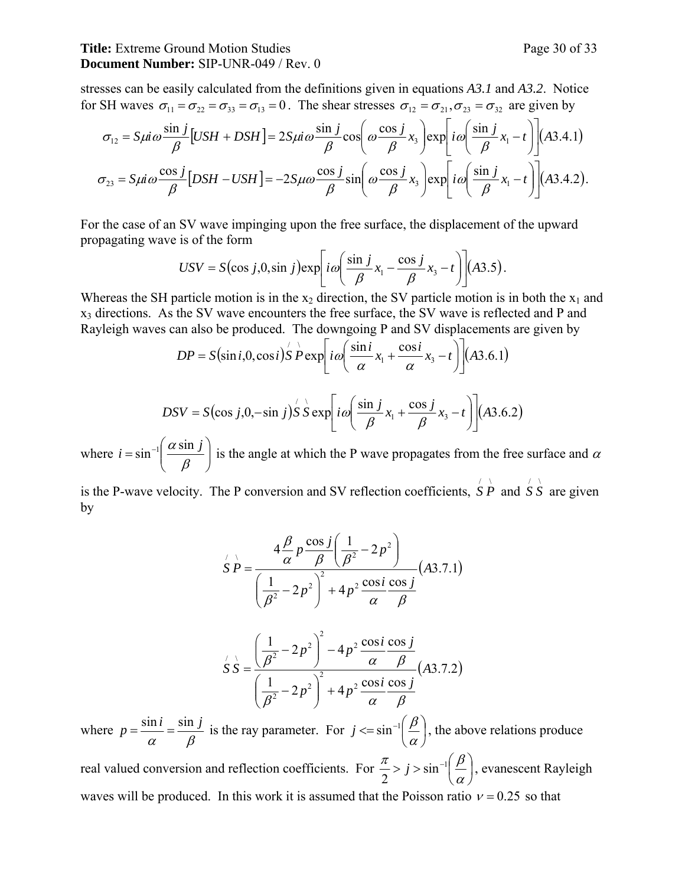stresses can be easily calculated from the definitions given in equations *A3.1* and *A3.2*. Notice for SH waves $\sigma_{11} = \sigma_{22} = \sigma_{33} = \sigma_{13} = 0$. The shear stresses $\sigma_{12} = \sigma_{21}, \sigma_{23} = \sigma_{32}$ are given by

$$\sigma_{12} = S\mu i\omega \frac{\sin j}{\beta}\left[USH + DSH\right] = 2S\mu i\omega \frac{\sin j}{\beta}\cos\left(\omega \frac{\cos j}{\beta}x_3\right)\exp\left[i\omega\left(\frac{\sin j}{\beta}x_1 - t\right)\right] (A3.4.1)$$

$$\sigma_{23} = S\mu i\omega \frac{\cos j}{\beta}\left[DSH - USH\right] = -2S\mu\omega \frac{\cos j}{\beta}\sin\left(\omega \frac{\cos j}{\beta}x_3\right)\exp\left[i\omega\left(\frac{\sin j}{\beta}x_1 - t\right)\right] (A3.4.2).$$

For the case of an SV wave impinging upon the free surface, the displacement of the upward propagating wave is of the form

$$USV = S(\cos j, 0, \sin j)\exp\left[i\omega\left(\frac{\sin j}{\beta}x_1 - \frac{\cos j}{\beta}x_3 - t\right)\right] (A3.5).$$

Whereas the SH particle motion is in the $x_2$ direction, the SV particle motion is in both the $x_1$ and $x_3$ directions. As the SV wave encounters the free surface, the SV wave is reflected and P and Rayleigh waves can also be produced. The downgoing P and SV displacements are given by

$$DP = S(\sin i, 0, \cos i)\acute{S}\grave{P}\exp\left[i\omega\left(\frac{\sin i}{\alpha}x_1 + \frac{\cos i}{\alpha}x_3 - t\right)\right] (A3.6.1)$$

$$DSV = S(\cos j, 0, -\sin j)\acute{S}\grave{S}\exp\left[i\omega\left(\frac{\sin j}{\beta}x_1 + \frac{\cos j}{\beta}x_3 - t\right)\right] (A3.6.2)$$

where $i = \sin^{-1}\left(\frac{\alpha \sin j}{\beta}\right)$ is the angle at which the P wave propagates from the free surface and $\alpha$ is the P-wave velocity. The P conversion and SV reflection coefficients, $\acute{S}\grave{P}$ and $\acute{S}\grave{S}$ are given by

$$\acute{S}\grave{P} = \frac{4\frac{\beta}{\alpha}p\frac{\cos j}{\beta}\left(\frac{1}{\beta^2} - 2p^2\right)}{\left(\frac{1}{\beta^2} - 2p^2\right)^2 + 4p^2\frac{\cos i}{\alpha}\frac{\cos j}{\beta}} (A3.7.1)$$

$$\acute{S}\grave{S} = \frac{\left(\frac{1}{\beta^2} - 2p^2\right)^2 - 4p^2\frac{\cos i}{\alpha}\frac{\cos j}{\beta}}{\left(\frac{1}{\beta^2} - 2p^2\right)^2 + 4p^2\frac{\cos i}{\alpha}\frac{\cos j}{\beta}} (A3.7.2)$$

where $p = \frac{\sin i}{\alpha} = \frac{\sin j}{\beta}$ is the ray parameter. For $j <= \sin^{-1}\left(\frac{\beta}{\alpha}\right)$, the above relations produce real valued conversion and reflection coefficients. For $\frac{\pi}{2} > j > \sin^{-1}\left(\frac{\beta}{\alpha}\right)$, evanescent Rayleigh waves will be produced. In this work it is assumed that the Poisson ratio $\nu = 0.25$ so that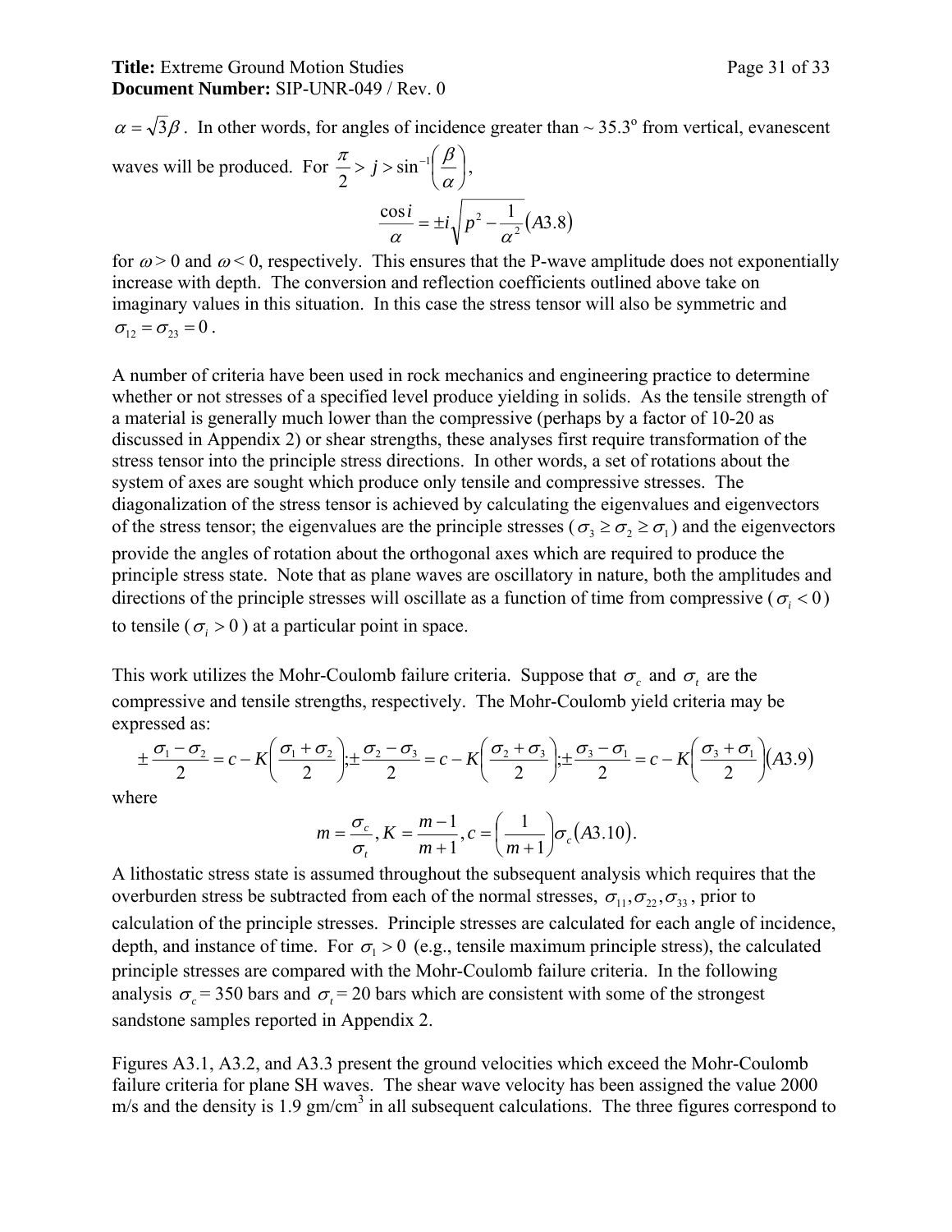$\alpha = \sqrt{3}\beta$. In other words, for angles of incidence greater than ~ 35.3° from vertical, evanescent waves will be produced. For $\frac{\pi}{2} > j > \sin^{-1}\left(\frac{\beta}{\alpha}\right)$,

$$\frac{\cos i}{\alpha} = \pm i\sqrt{p^2 - \frac{1}{\alpha^2}} \quad (A3.8)$$

for $\omega > 0$ and $\omega < 0$, respectively. This ensures that the P-wave amplitude does not exponentially increase with depth. The conversion and reflection coefficients outlined above take on imaginary values in this situation. In this case the stress tensor will also be symmetric and $\sigma_{12} = \sigma_{23} = 0$.

A number of criteria have been used in rock mechanics and engineering practice to determine whether or not stresses of a specified level produce yielding in solids. As the tensile strength of a material is generally much lower than the compressive (perhaps by a factor of 10-20 as discussed in Appendix 2) or shear strengths, these analyses first require transformation of the stress tensor into the principle stress directions. In other words, a set of rotations about the system of axes are sought which produce only tensile and compressive stresses. The diagonalization of the stress tensor is achieved by calculating the eigenvalues and eigenvectors of the stress tensor; the eigenvalues are the principle stresses ($\sigma_3 \geq \sigma_2 \geq \sigma_1$) and the eigenvectors provide the angles of rotation about the orthogonal axes which are required to produce the principle stress state. Note that as plane waves are oscillatory in nature, both the amplitudes and directions of the principle stresses will oscillate as a function of time from compressive ($\sigma_i < 0$) to tensile ($\sigma_i > 0$) at a particular point in space.

This work utilizes the Mohr-Coulomb failure criteria. Suppose that $\sigma_c$ and $\sigma_t$ are the compressive and tensile strengths, respectively. The Mohr-Coulomb yield criteria may be expressed as:

$$\pm\frac{\sigma_1 - \sigma_2}{2} = c - K\left(\frac{\sigma_1 + \sigma_2}{2}\right); \pm\frac{\sigma_2 - \sigma_3}{2} = c - K\left(\frac{\sigma_2 + \sigma_3}{2}\right); \pm\frac{\sigma_3 - \sigma_1}{2} = c - K\left(\frac{\sigma_3 + \sigma_1}{2}\right) \quad (A3.9)$$

where

$$m = \frac{\sigma_c}{\sigma_t}, K = \frac{m-1}{m+1}, c = \left(\frac{1}{m+1}\right)\sigma_c \quad (A3.10).$$

A lithostatic stress state is assumed throughout the subsequent analysis which requires that the overburden stress be subtracted from each of the normal stresses, $\sigma_{11}, \sigma_{22}, \sigma_{33}$, prior to calculation of the principle stresses. Principle stresses are calculated for each angle of incidence, depth, and instance of time. For $\sigma_1 > 0$ (e.g., tensile maximum principle stress), the calculated principle stresses are compared with the Mohr-Coulomb failure criteria. In the following analysis $\sigma_c$ = 350 bars and $\sigma_t$ = 20 bars which are consistent with some of the strongest sandstone samples reported in Appendix 2.

Figures A3.1, A3.2, and A3.3 present the ground velocities which exceed the Mohr-Coulomb failure criteria for plane SH waves. The shear wave velocity has been assigned the value 2000 m/s and the density is 1.9 gm/cm$^3$ in all subsequent calculations. The three figures correspond to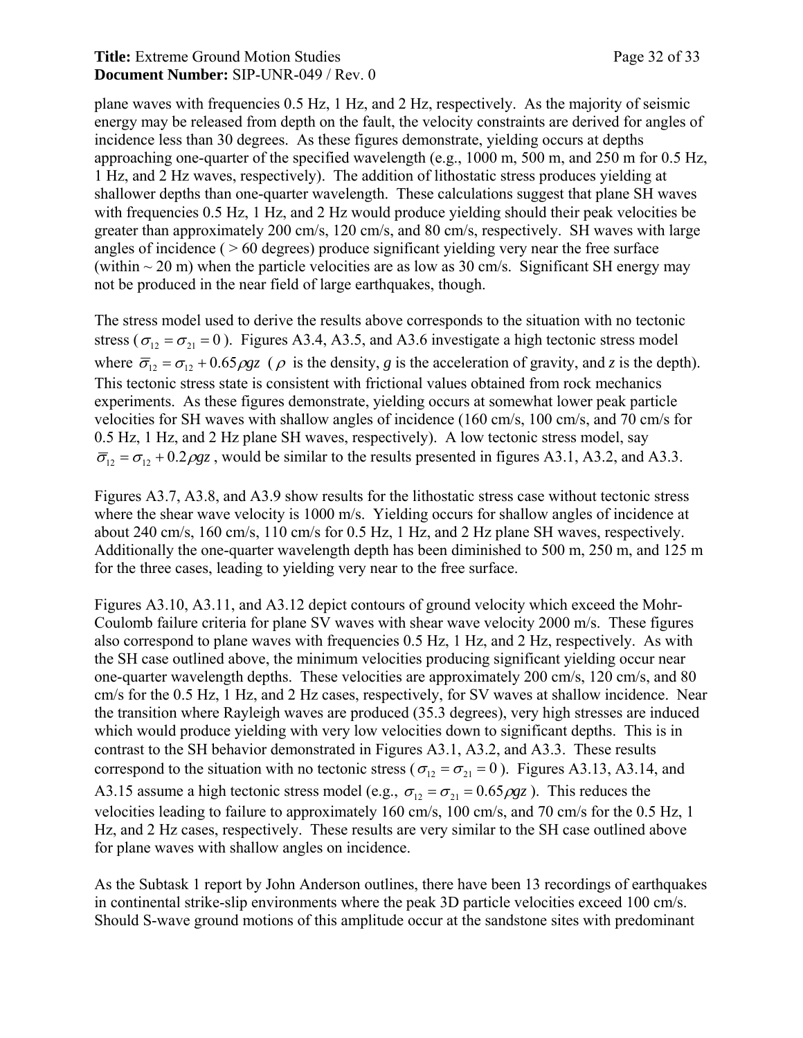plane waves with frequencies 0.5 Hz, 1 Hz, and 2 Hz, respectively. As the majority of seismic energy may be released from depth on the fault, the velocity constraints are derived for angles of incidence less than 30 degrees. As these figures demonstrate, yielding occurs at depths approaching one-quarter of the specified wavelength (e.g., 1000 m, 500 m, and 250 m for 0.5 Hz, 1 Hz, and 2 Hz waves, respectively). The addition of lithostatic stress produces yielding at shallower depths than one-quarter wavelength. These calculations suggest that plane SH waves with frequencies 0.5 Hz, 1 Hz, and 2 Hz would produce yielding should their peak velocities be greater than approximately 200 cm/s, 120 cm/s, and 80 cm/s, respectively. SH waves with large angles of incidence ( > 60 degrees) produce significant yielding very near the free surface (within ~ 20 m) when the particle velocities are as low as 30 cm/s. Significant SH energy may not be produced in the near field of large earthquakes, though.

The stress model used to derive the results above corresponds to the situation with no tectonic stress ($\sigma_{12} = \sigma_{21} = 0$). Figures A3.4, A3.5, and A3.6 investigate a high tectonic stress model where $\overline{\sigma}_{12} = \sigma_{12} + 0.65\rho g z$ ($\rho$ is the density, $g$ is the acceleration of gravity, and $z$ is the depth). This tectonic stress state is consistent with frictional values obtained from rock mechanics experiments. As these figures demonstrate, yielding occurs at somewhat lower peak particle velocities for SH waves with shallow angles of incidence (160 cm/s, 100 cm/s, and 70 cm/s for 0.5 Hz, 1 Hz, and 2 Hz plane SH waves, respectively). A low tectonic stress model, say $\overline{\sigma}_{12} = \sigma_{12} + 0.2\rho g z$, would be similar to the results presented in figures A3.1, A3.2, and A3.3.

Figures A3.7, A3.8, and A3.9 show results for the lithostatic stress case without tectonic stress where the shear wave velocity is 1000 m/s. Yielding occurs for shallow angles of incidence at about 240 cm/s, 160 cm/s, 110 cm/s for 0.5 Hz, 1 Hz, and 2 Hz plane SH waves, respectively. Additionally the one-quarter wavelength depth has been diminished to 500 m, 250 m, and 125 m for the three cases, leading to yielding very near to the free surface.

Figures A3.10, A3.11, and A3.12 depict contours of ground velocity which exceed the Mohr-Coulomb failure criteria for plane SV waves with shear wave velocity 2000 m/s. These figures also correspond to plane waves with frequencies 0.5 Hz, 1 Hz, and 2 Hz, respectively. As with the SH case outlined above, the minimum velocities producing significant yielding occur near one-quarter wavelength depths. These velocities are approximately 200 cm/s, 120 cm/s, and 80 cm/s for the 0.5 Hz, 1 Hz, and 2 Hz cases, respectively, for SV waves at shallow incidence. Near the transition where Rayleigh waves are produced (35.3 degrees), very high stresses are induced which would produce yielding with very low velocities down to significant depths. This is in contrast to the SH behavior demonstrated in Figures A3.1, A3.2, and A3.3. These results correspond to the situation with no tectonic stress ($\sigma_{12} = \sigma_{21} = 0$). Figures A3.13, A3.14, and A3.15 assume a high tectonic stress model (e.g., $\sigma_{12} = \sigma_{21} = 0.65\rho g z$). This reduces the velocities leading to failure to approximately 160 cm/s, 100 cm/s, and 70 cm/s for the 0.5 Hz, 1 Hz, and 2 Hz cases, respectively. These results are very similar to the SH case outlined above for plane waves with shallow angles on incidence.

As the Subtask 1 report by John Anderson outlines, there have been 13 recordings of earthquakes in continental strike-slip environments where the peak 3D particle velocities exceed 100 cm/s. Should S-wave ground motions of this amplitude occur at the sandstone sites with predominant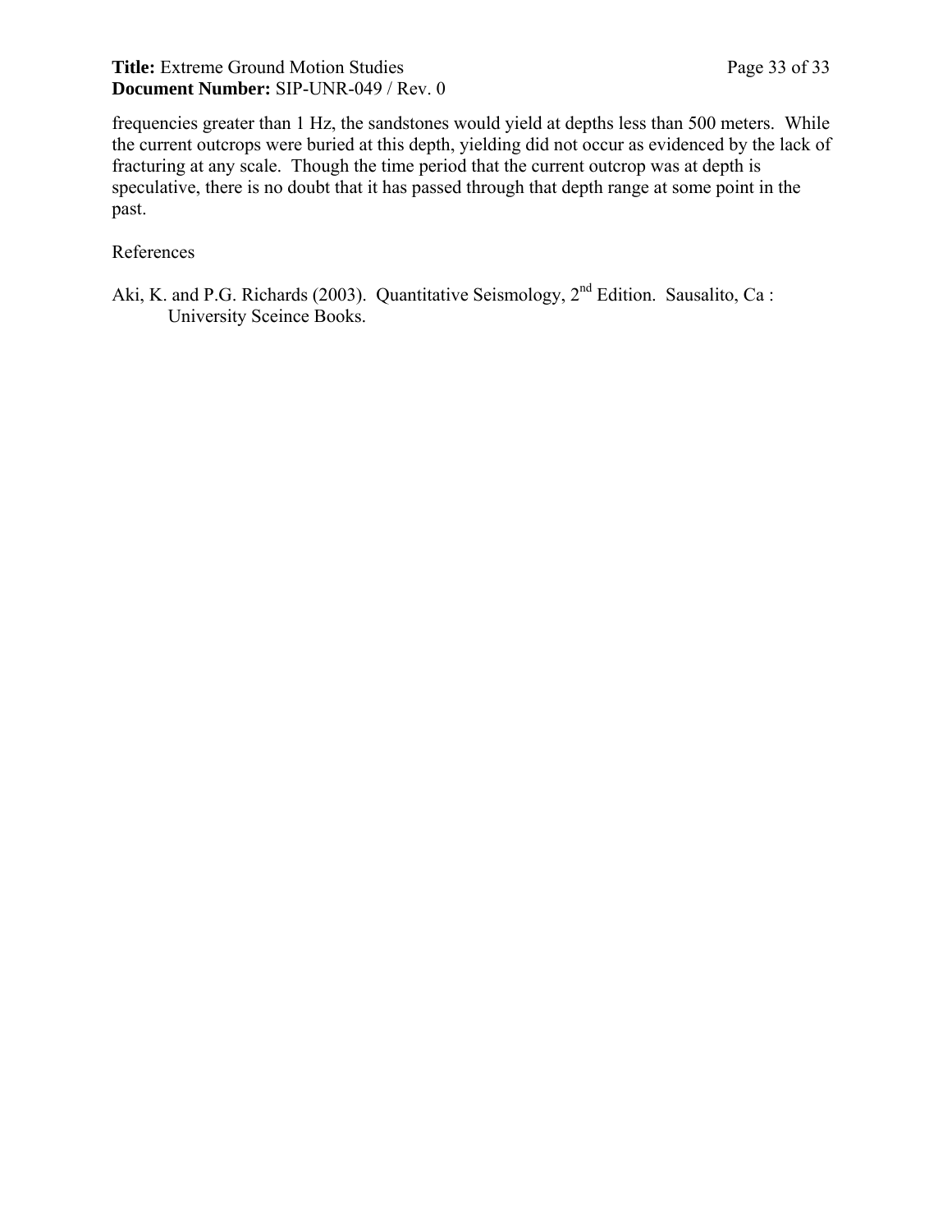frequencies greater than 1 Hz, the sandstones would yield at depths less than 500 meters. While the current outcrops were buried at this depth, yielding did not occur as evidenced by the lack of fracturing at any scale. Though the time period that the current outcrop was at depth is speculative, there is no doubt that it has passed through that depth range at some point in the past.

References

Aki, K. and P.G. Richards (2003). Quantitative Seismology, 2nd Edition. Sausalito, Ca : University Sceince Books.